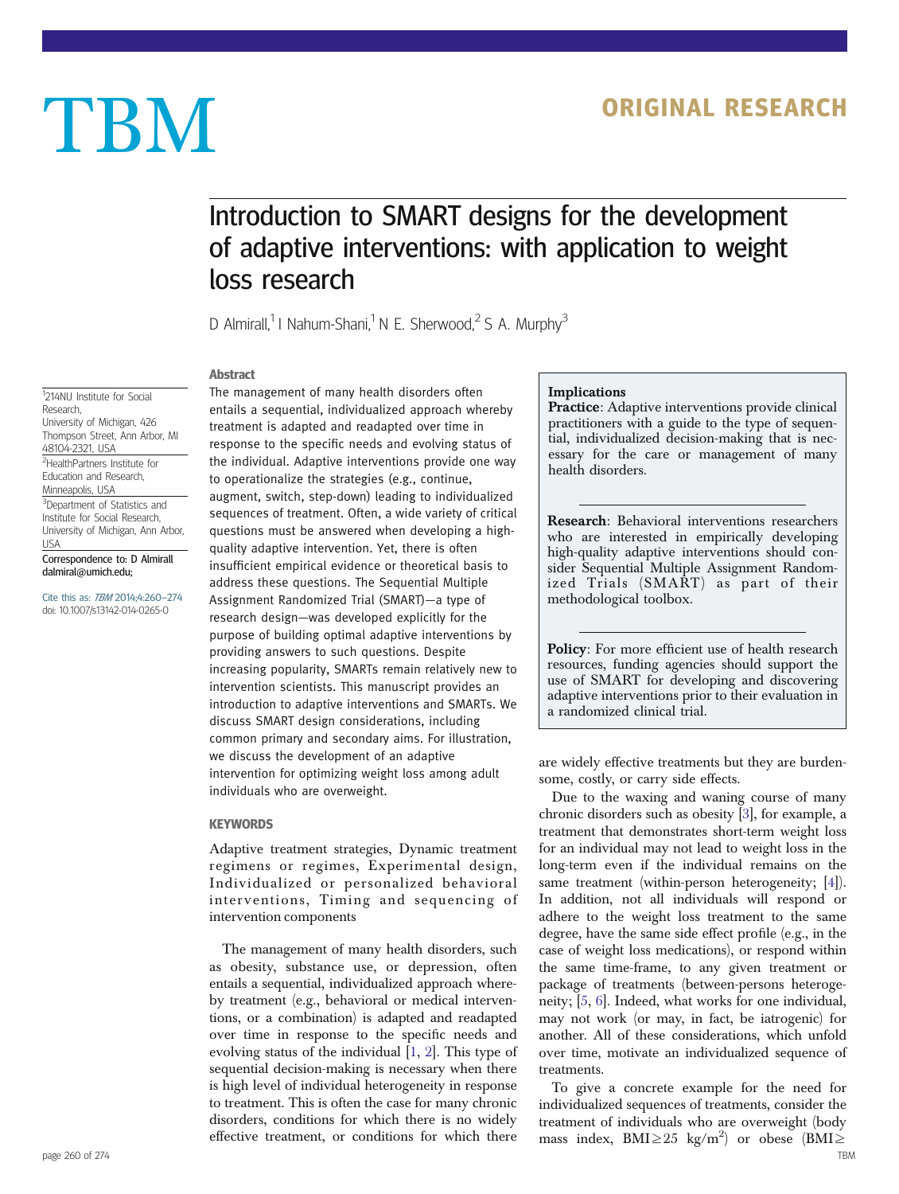# Introduction to SMART designs for the development of adaptive interventions: with application to weight loss research

D Almirall,[1] I Nahum-Shani,[1] N E. Sherwood,[2] S A. Murphy[3]

[1]214NU Institute for Social Research, University of Michigan, 426 Thompson Street, Ann Arbor, MI 48104-2321, USA

[2]HealthPartners Institute for Education and Research, Minneapolis, USA

[3]Department of Statistics and Institute for Social Research, University of Michigan, Ann Arbor, USA

Correspondence to: D Almirall dalmiral@umich.edu;

Cite this as: *TBM* 2014;4:260–274 doi: 10.1007/s13142-014-0265-0

## Abstract

The management of many health disorders often entails a sequential, individualized approach whereby treatment is adapted and readapted over time in response to the specific needs and evolving status of the individual. Adaptive interventions provide one way to operationalize the strategies (e.g., continue, augment, switch, step-down) leading to individualized sequences of treatment. Often, a wide variety of critical questions must be answered when developing a high-quality adaptive intervention. Yet, there is often insufficient empirical evidence or theoretical basis to address these questions. The Sequential Multiple Assignment Randomized Trial (SMART)—a type of research design—was developed explicitly for the purpose of building optimal adaptive interventions by providing answers to such questions. Despite increasing popularity, SMARTs remain relatively new to intervention scientists. This manuscript provides an introduction to adaptive interventions and SMARTs. We discuss SMART design considerations, including common primary and secondary aims. For illustration, we discuss the development of an adaptive intervention for optimizing weight loss among adult individuals who are overweight.

## KEYWORDS

Adaptive treatment strategies, Dynamic treatment regimens or regimes, Experimental design, Individualized or personalized behavioral interventions, Timing and sequencing of intervention components

> **Implications**
>
> **Practice**: Adaptive interventions provide clinical practitioners with a guide to the type of sequential, individualized decision-making that is necessary for the care or management of many health disorders.
>
> **Research**: Behavioral interventions researchers who are interested in empirically developing high-quality adaptive interventions should consider Sequential Multiple Assignment Randomized Trials (SMART) as part of their methodological toolbox.
>
> **Policy**: For more efficient use of health research resources, funding agencies should support the use of SMART for developing and discovering adaptive interventions prior to their evaluation in a randomized clinical trial.

The management of many health disorders, such as obesity, substance use, or depression, often entails a sequential, individualized approach whereby treatment (e.g., behavioral or medical interventions, or a combination) is adapted and readapted over time in response to the specific needs and evolving status of the individual [1, 2]. This type of sequential decision-making is necessary when there is high level of individual heterogeneity in response to treatment. This is often the case for many chronic disorders, conditions for which there is no widely effective treatment, or conditions for which there are widely effective treatments but they are burdensome, costly, or carry side effects.

Due to the waxing and waning course of many chronic disorders such as obesity [3], for example, a treatment that demonstrates short-term weight loss for an individual may not lead to weight loss in the long-term even if the individual remains on the same treatment (within-person heterogeneity; [4]). In addition, not all individuals will respond or adhere to the weight loss treatment to the same degree, have the same side effect profile (e.g., in the case of weight loss medications), or respond within the same time-frame, to any given treatment or package of treatments (between-persons heterogeneity; [5, 6]. Indeed, what works for one individual, may not work (or may, in fact, be iatrogenic) for another. All of these considerations, which unfold over time, motivate an individualized sequence of treatments.

To give a concrete example for the need for individualized sequences of treatments, consider the treatment of individuals who are overweight (body mass index, BMI $\geq 25$ kg/m$^2$) or obese (BMI $\geq$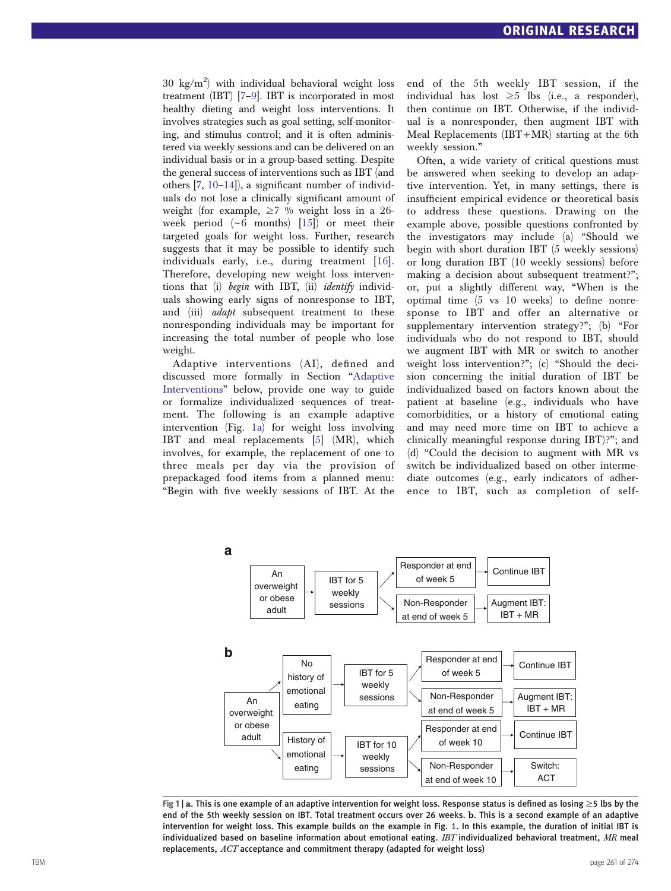30 kg/m$^2$) with individual behavioral weight loss treatment (IBT) [7–9]. IBT is incorporated in most healthy dieting and weight loss interventions. It involves strategies such as goal setting, self-monitoring, and stimulus control; and it is often administered via weekly sessions and can be delivered on an individual basis or in a group-based setting. Despite the general success of interventions such as IBT (and others [7, 10–14]), a significant number of individuals do not lose a clinically significant amount of weight (for example, ≥7 % weight loss in a 26-week period (~6 months) [15]) or meet their targeted goals for weight loss. Further, research suggests that it may be possible to identify such individuals early, i.e., during treatment [16]. Therefore, developing new weight loss interventions that (i) *begin* with IBT, (ii) *identify* individuals showing early signs of nonresponse to IBT, and (iii) *adapt* subsequent treatment to these nonresponding individuals may be important for increasing the total number of people who lose weight.

Adaptive interventions (AI), defined and discussed more formally in Section "Adaptive Interventions" below, provide one way to guide or formalize individualized sequences of treatment. The following is an example adaptive intervention (Fig. 1a) for weight loss involving IBT and meal replacements [5] (MR), which involves, for example, the replacement of one to three meals per day via the provision of prepackaged food items from a planned menu: "Begin with five weekly sessions of IBT. At the end of the 5th weekly IBT session, if the individual has lost ≥5 lbs (i.e., a responder), then continue on IBT. Otherwise, if the individual is a nonresponder, then augment IBT with Meal Replacements (IBT+MR) starting at the 6th weekly session."

Often, a wide variety of critical questions must be answered when seeking to develop an adaptive intervention. Yet, in many settings, there is insufficient empirical evidence or theoretical basis to address these questions. Drawing on the example above, possible questions confronted by the investigators may include (a) "Should we begin with short duration IBT (5 weekly sessions) or long duration IBT (10 weekly sessions) before making a decision about subsequent treatment?"; or, put a slightly different way, "When is the optimal time (5 vs 10 weeks) to define nonresponse to IBT and offer an alternative or supplementary intervention strategy?"; (b) "For individuals who do not respond to IBT, should we augment IBT with MR or switch to another weight loss intervention?"; (c) "Should the decision concerning the initial duration of IBT be individualized based on factors known about the patient at baseline (e.g., individuals who have comorbidities, or a history of emotional eating and may need more time on IBT to achieve a clinically meaningful response during IBT)?"; and (d) "Could the decision to augment with MR vs switch be individualized based on other intermediate outcomes (e.g., early indicators of adherence to IBT, such as completion of self-

**a**

An overweight or obese adult → IBT for 5 weekly sessions → Responder at end of week 5 → Continue IBT; Non-Responder at end of week 5 → Augment IBT: IBT + MR

**b**

An overweight or obese adult → No history of emotional eating → IBT for 5 weekly sessions → Responder at end of week 5 → Continue IBT; Non-Responder at end of week 5 → Augment IBT: IBT + MR

An overweight or obese adult → History of emotional eating → IBT for 10 weekly sessions → Responder at end of week 10 → Continue IBT; Non-Responder at end of week 10 → Switch: ACT

**Fig 1 | a.** This is one example of an adaptive intervention for weight loss. Response status is defined as losing ≥5 lbs by the end of the 5th weekly session on IBT. Total treatment occurs over 26 weeks. **b.** This is a second example of an adaptive intervention for weight loss. This example builds on the example in Fig. 1. In this example, the duration of initial IBT is individualized based on baseline information about emotional eating. *IBT* individualized behavioral treatment, *MR* meal replacements, *ACT* acceptance and commitment therapy (adapted for weight loss)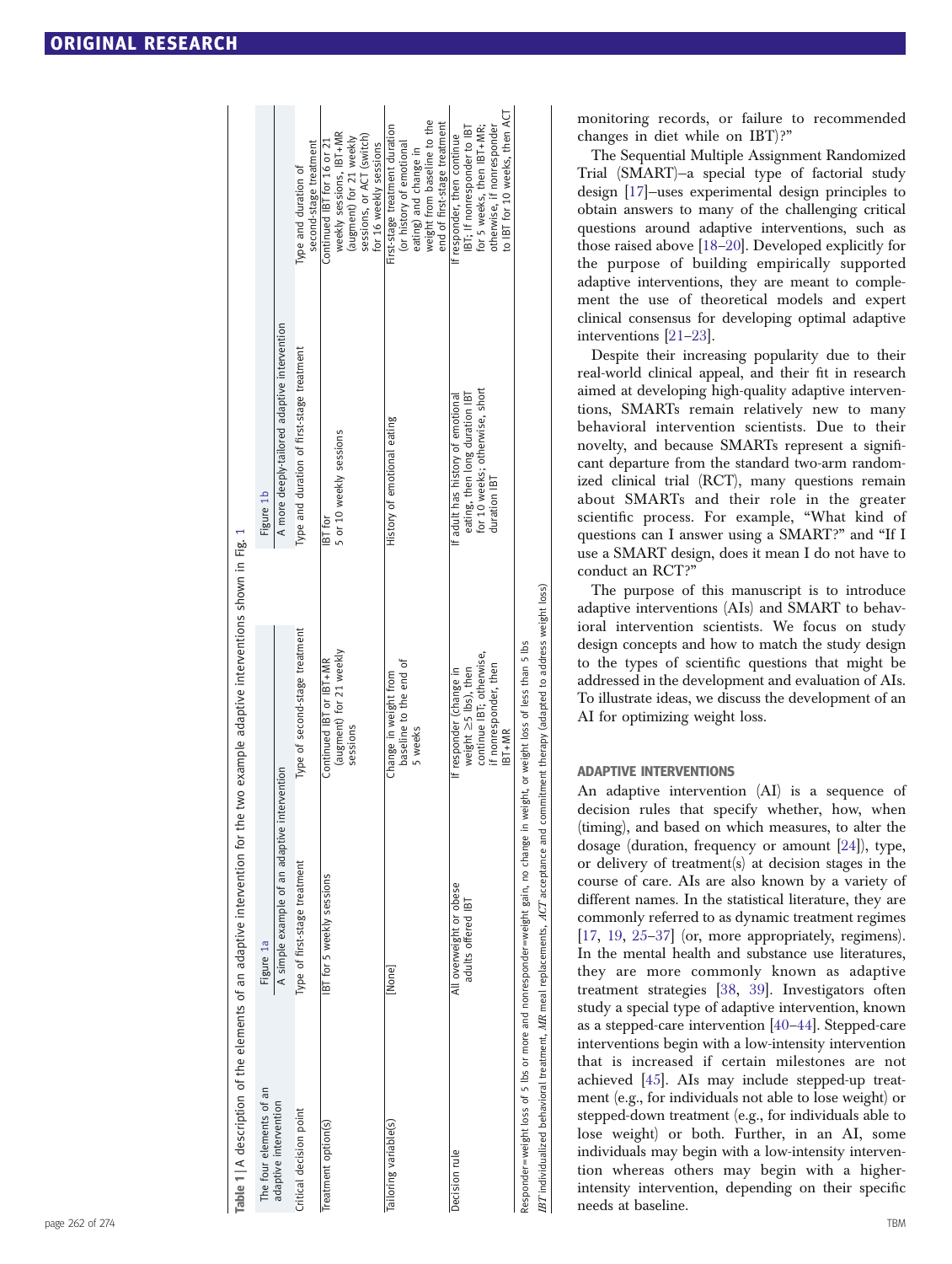Table 1 | A description of the elements of an adaptive intervention for the two example adaptive interventions shown in Fig. 1

| The four elements of an adaptive intervention | Figure 1a | | Figure 1b | |
|---|---|---|---|---|
| | A simple example of an adaptive intervention | | A more deeply-tailored adaptive intervention | |
| Critical decision point | Type of first-stage treatment | Type of second-stage treatment | Type and duration of first-stage treatment | Type and duration of second-stage treatment |
| Treatment option(s) | IBT for 5 weekly sessions | Continued IBT or IBT+MR (augment) for 21 weekly sessions | IBT for 5 or 10 weekly sessions | Continued IBT for 16 or 21 weekly sessions, IBT+MR (augment) for 21 weekly sessions, or ACT (switch) for 16 weekly sessions |
| Tailoring variable(s) | [None] | Change in weight from baseline to the end of 5 weeks | History of emotional eating | First-stage treatment duration (or history of emotional eating) and change in weight from baseline to the end of first-stage treatment |
| Decision rule | All overweight or obese adults offered IBT | If responder (change in weight ≥5 lbs), then continue IBT; otherwise, if nonresponder, then IBT+MR | If adult has history of emotional eating, then long duration IBT for 10 weeks; otherwise, short duration IBT | If responder, then continue IBT; If nonresponder to IBT for 5 weeks, then IBT+MR; otherwise, if nonresponder to IBT for 10 weeks, then ACT |

Responder=weight loss of 5 lbs or more and nonresponder=weight gain, no change in weight, or weight loss of less than 5 lbs

*IBT* individualized behavioral treatment, *MR* meal replacements, *ACT* acceptance and commitment therapy (adapted to address weight loss)

monitoring records, or failure to recommended changes in diet while on IBT)?"

The Sequential Multiple Assignment Randomized Trial (SMART)–a special type of factorial study design [17]–uses experimental design principles to obtain answers to many of the challenging critical questions around adaptive interventions, such as those raised above [18–20]. Developed explicitly for the purpose of building empirically supported adaptive interventions, they are meant to complement the use of theoretical models and expert clinical consensus for developing optimal adaptive interventions [21–23].

Despite their increasing popularity due to their real-world clinical appeal, and their fit in research aimed at developing high-quality adaptive interventions, SMARTs remain relatively new to many behavioral intervention scientists. Due to their novelty, and because SMARTs represent a significant departure from the standard two-arm randomized clinical trial (RCT), many questions remain about SMARTs and their role in the greater scientific process. For example, "What kind of questions can I answer using a SMART?" and "If I use a SMART design, does it mean I do not have to conduct an RCT?"

The purpose of this manuscript is to introduce adaptive interventions (AIs) and SMART to behavioral intervention scientists. We focus on study design concepts and how to match the study design to the types of scientific questions that might be addressed in the development and evaluation of AIs. To illustrate ideas, we discuss the development of an AI for optimizing weight loss.

## ADAPTIVE INTERVENTIONS

An adaptive intervention (AI) is a sequence of decision rules that specify whether, how, when (timing), and based on which measures, to alter the dosage (duration, frequency or amount [24]), type, or delivery of treatment(s) at decision stages in the course of care. AIs are also known by a variety of different names. In the statistical literature, they are commonly referred to as dynamic treatment regimes [17, 19, 25–37] (or, more appropriately, regimens). In the mental health and substance use literatures, they are more commonly known as adaptive treatment strategies [38, 39]. Investigators often study a special type of adaptive intervention, known as a stepped-care intervention [40–44]. Stepped-care interventions begin with a low-intensity intervention that is increased if certain milestones are not achieved [45]. AIs may include stepped-up treatment (e.g., for individuals not able to lose weight) or stepped-down treatment (e.g., for individuals able to lose weight) or both. Further, in an AI, some individuals may begin with a low-intensity intervention whereas others may begin with a higher-intensity intervention, depending on their specific needs at baseline.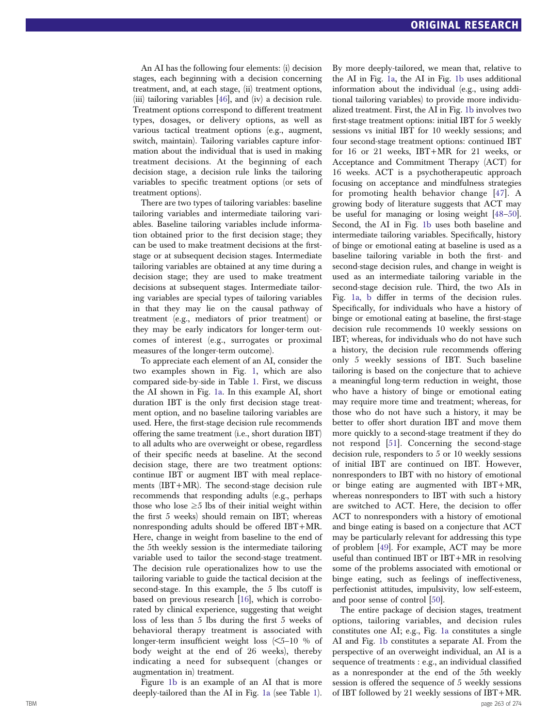An AI has the following four elements: (i) decision stages, each beginning with a decision concerning treatment, and, at each stage, (ii) treatment options, (iii) tailoring variables [46], and (iv) a decision rule. Treatment options correspond to different treatment types, dosages, or delivery options, as well as various tactical treatment options (e.g., augment, switch, maintain). Tailoring variables capture information about the individual that is used in making treatment decisions. At the beginning of each decision stage, a decision rule links the tailoring variables to specific treatment options (or sets of treatment options).

There are two types of tailoring variables: baseline tailoring variables and intermediate tailoring variables. Baseline tailoring variables include information obtained prior to the first decision stage; they can be used to make treatment decisions at the first-stage or at subsequent decision stages. Intermediate tailoring variables are obtained at any time during a decision stage; they are used to make treatment decisions at subsequent stages. Intermediate tailoring variables are special types of tailoring variables in that they may lie on the causal pathway of treatment (e.g., mediators of prior treatment) or they may be early indicators for longer-term outcomes of interest (e.g., surrogates or proximal measures of the longer-term outcome).

To appreciate each element of an AI, consider the two examples shown in Fig. 1, which are also compared side-by-side in Table 1. First, we discuss the AI shown in Fig. 1a. In this example AI, short duration IBT is the only first decision stage treatment option, and no baseline tailoring variables are used. Here, the first-stage decision rule recommends offering the same treatment (i.e., short duration IBT) to all adults who are overweight or obese, regardless of their specific needs at baseline. At the second decision stage, there are two treatment options: continue IBT or augment IBT with meal replacements (IBT+MR). The second-stage decision rule recommends that responding adults (e.g., perhaps those who lose ≥5 lbs of their initial weight within the first 5 weeks) should remain on IBT; whereas nonresponding adults should be offered IBT+MR. Here, change in weight from baseline to the end of the 5th weekly session is the intermediate tailoring variable used to tailor the second-stage treatment. The decision rule operationalizes how to use the tailoring variable to guide the tactical decision at the second-stage. In this example, the 5 lbs cutoff is based on previous research [16], which is corroborated by clinical experience, suggesting that weight loss of less than 5 lbs during the first 5 weeks of behavioral therapy treatment is associated with longer-term insufficient weight loss (<5–10 % of body weight at the end of 26 weeks), thereby indicating a need for subsequent (changes or augmentation in) treatment.

Figure 1b is an example of an AI that is more deeply-tailored than the AI in Fig. 1a (see Table 1). By more deeply-tailored, we mean that, relative to the AI in Fig. 1a, the AI in Fig. 1b uses additional information about the individual (e.g., using additional tailoring variables) to provide more individualized treatment. First, the AI in Fig. 1b involves two first-stage treatment options: initial IBT for 5 weekly sessions vs initial IBT for 10 weekly sessions; and four second-stage treatment options: continued IBT for 16 or 21 weeks, IBT+MR for 21 weeks, or Acceptance and Commitment Therapy (ACT) for 16 weeks. ACT is a psychotherapeutic approach focusing on acceptance and mindfulness strategies for promoting health behavior change [47]. A growing body of literature suggests that ACT may be useful for managing or losing weight [48–50]. Second, the AI in Fig. 1b uses both baseline and intermediate tailoring variables. Specifically, history of binge or emotional eating at baseline is used as a baseline tailoring variable in both the first- and second-stage decision rules, and change in weight is used as an intermediate tailoring variable in the second-stage decision rule. Third, the two AIs in Fig. 1a, b differ in terms of the decision rules. Specifically, for individuals who have a history of binge or emotional eating at baseline, the first-stage decision rule recommends 10 weekly sessions on IBT; whereas, for individuals who do not have such a history, the decision rule recommends offering only 5 weekly sessions of IBT. Such baseline tailoring is based on the conjecture that to achieve a meaningful long-term reduction in weight, those who have a history of binge or emotional eating may require more time and treatment; whereas, for those who do not have such a history, it may be better to offer short duration IBT and move them more quickly to a second-stage treatment if they do not respond [51]. Concerning the second-stage decision rule, responders to 5 or 10 weekly sessions of initial IBT are continued on IBT. However, nonresponders to IBT with no history of emotional or binge eating are augmented with IBT+MR, whereas nonresponders to IBT with such a history are switched to ACT. Here, the decision to offer ACT to nonresponders with a history of emotional and binge eating is based on a conjecture that ACT may be particularly relevant for addressing this type of problem [49]. For example, ACT may be more useful than continued IBT or IBT+MR in resolving some of the problems associated with emotional or binge eating, such as feelings of ineffectiveness, perfectionist attitudes, impulsivity, low self-esteem, and poor sense of control [50].

The entire package of decision stages, treatment options, tailoring variables, and decision rules constitutes one AI; e.g., Fig. 1a constitutes a single AI and Fig. 1b constitutes a separate AI. From the perspective of an overweight individual, an AI is a sequence of treatments : e.g., an individual classified as a nonresponder at the end of the 5th weekly session is offered the sequence of 5 weekly sessions of IBT followed by 21 weekly sessions of IBT+MR.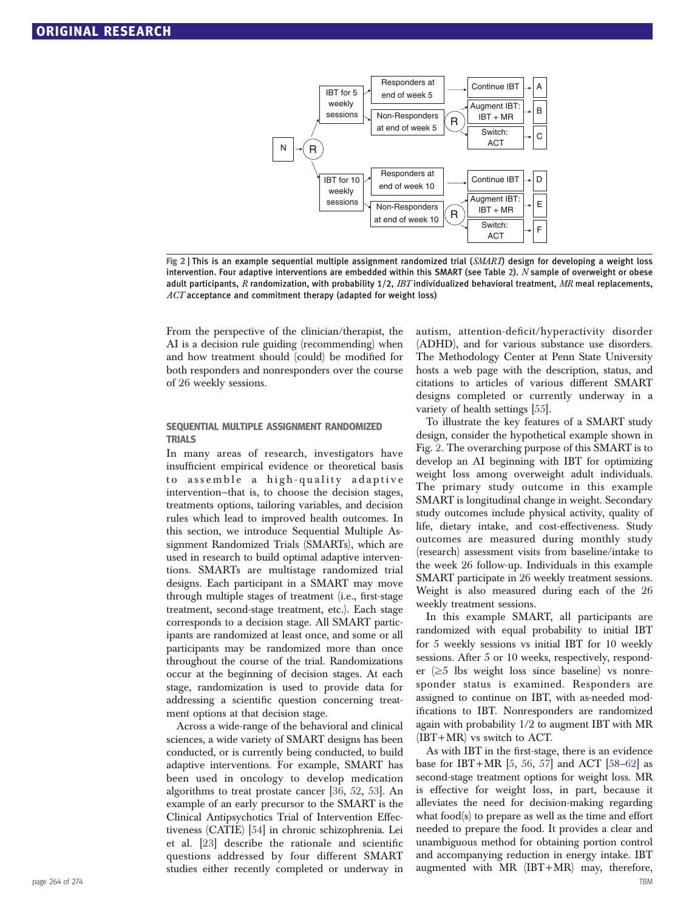Fig 2 | This is an example sequential multiple assignment randomized trial (*SMART*) design for developing a weight loss intervention. Four adaptive interventions are embedded within this SMART (see Table 2). *N* sample of overweight or obese adult participants, *R* randomization, with probability 1/2, *IBT* individualized behavioral treatment, *MR* meal replacements, *ACT* acceptance and commitment therapy (adapted for weight loss)

From the perspective of the clinician/therapist, the AI is a decision rule guiding (recommending) when and how treatment should (could) be modified for both responders and nonresponders over the course of 26 weekly sessions.

### SEQUENTIAL MULTIPLE ASSIGNMENT RANDOMIZED TRIALS

In many areas of research, investigators have insufficient empirical evidence or theoretical basis to assemble a high-quality adaptive intervention—that is, to choose the decision stages, treatments options, tailoring variables, and decision rules which lead to improved health outcomes. In this section, we introduce Sequential Multiple Assignment Randomized Trials (SMARTs), which are used in research to build optimal adaptive interventions. SMARTs are multistage randomized trial designs. Each participant in a SMART may move through multiple stages of treatment (i.e., first-stage treatment, second-stage treatment, etc.). Each stage corresponds to a decision stage. All SMART participants are randomized at least once, and some or all participants may be randomized more than once throughout the course of the trial. Randomizations occur at the beginning of decision stages. At each stage, randomization is used to provide data for addressing a scientific question concerning treatment options at that decision stage.

Across a wide-range of the behavioral and clinical sciences, a wide variety of SMART designs has been conducted, or is currently being conducted, to build adaptive interventions. For example, SMART has been used in oncology to develop medication algorithms to treat prostate cancer [36, 52, 53]. An example of an early precursor to the SMART is the Clinical Antipsychotics Trial of Intervention Effectiveness (CATIE) [54] in chronic schizophrenia. Lei et al. [23] describe the rationale and scientific questions addressed by four different SMART studies either recently completed or underway in autism, attention-deficit/hyperactivity disorder (ADHD), and for various substance use disorders. The Methodology Center at Penn State University hosts a web page with the description, status, and citations to articles of various different SMART designs completed or currently underway in a variety of health settings [55].

To illustrate the key features of a SMART study design, consider the hypothetical example shown in Fig. 2. The overarching purpose of this SMART is to develop an AI beginning with IBT for optimizing weight loss among overweight adult individuals. The primary study outcome in this example SMART is longitudinal change in weight. Secondary study outcomes include physical activity, quality of life, dietary intake, and cost-effectiveness. Study outcomes are measured during monthly study (research) assessment visits from baseline/intake to the week 26 follow-up. Individuals in this example SMART participate in 26 weekly treatment sessions. Weight is also measured during each of the 26 weekly treatment sessions.

In this example SMART, all participants are randomized with equal probability to initial IBT for 5 weekly sessions vs initial IBT for 10 weekly sessions. After 5 or 10 weeks, respectively, responder (≥5 lbs weight loss since baseline) vs nonresponder status is examined. Responders are assigned to continue on IBT, with as-needed modifications to IBT. Nonresponders are randomized again with probability 1/2 to augment IBT with MR (IBT+MR) vs switch to ACT.

As with IBT in the first-stage, there is an evidence base for IBT+MR [5, 56, 57] and ACT [58–62] as second-stage treatment options for weight loss. MR is effective for weight loss, in part, because it alleviates the need for decision-making regarding what food(s) to prepare as well as the time and effort needed to prepare the food. It provides a clear and unambiguous method for obtaining portion control and accompanying reduction in energy intake. IBT augmented with MR (IBT+MR) may, therefore,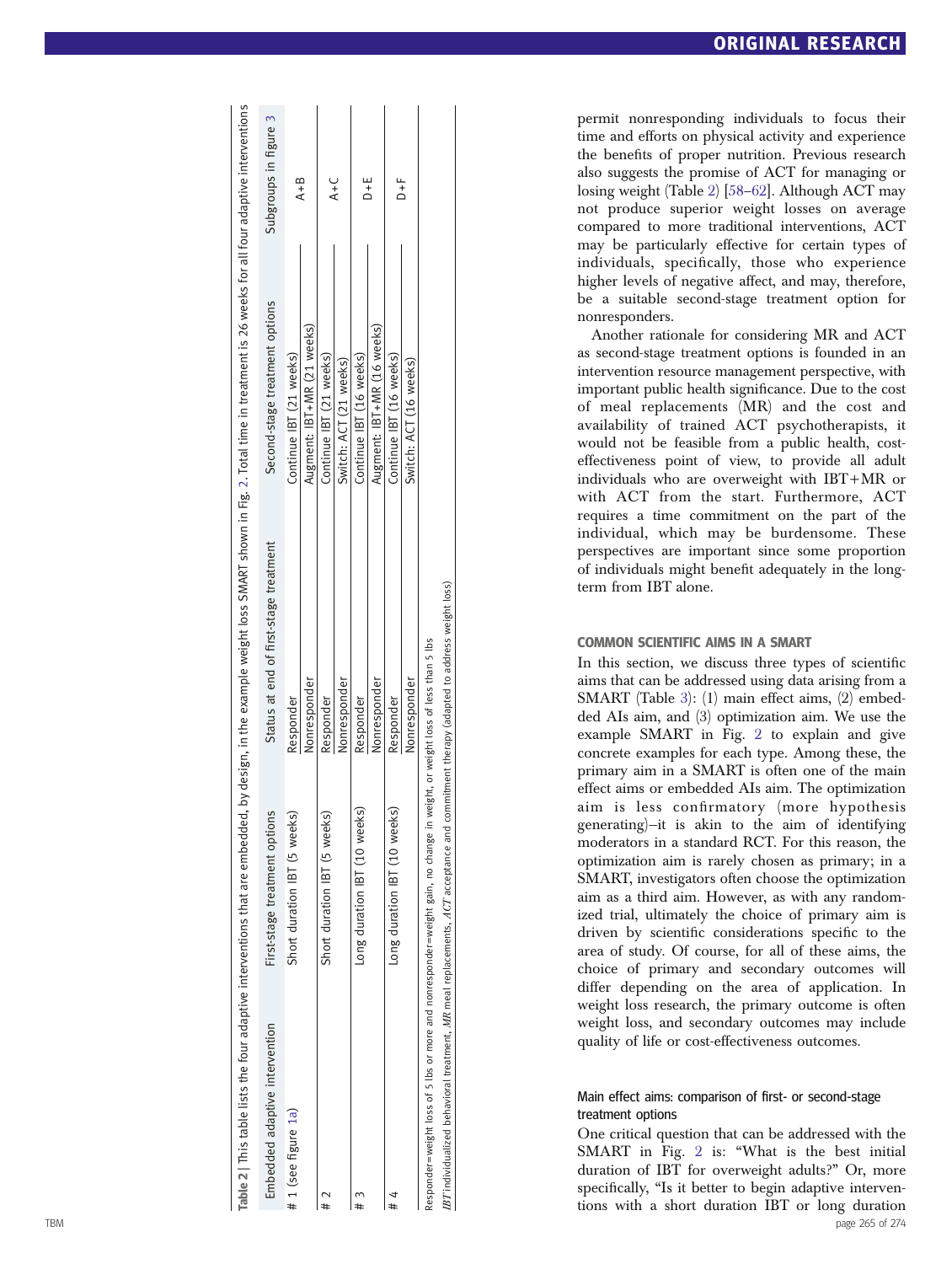Table 2 | This table lists the four adaptive interventions that are embedded, by design, in the example weight loss SMART shown in Fig. 2. Total time in treatment is 26 weeks for all four adaptive interventions

| Embedded adaptive intervention | First-stage treatment options | Status at end of first-stage treatment | Second-stage treatment options | Subgroups in figure 3 |
|---|---|---|---|---|
| # 1 (see figure 1a) | Short duration IBT (5 weeks) | Responder | Continue IBT (21 weeks) | A+B |
| | | Nonresponder | Augment: IBT+MR (21 weeks) | |
| # 2 | Short duration IBT (5 weeks) | Responder | Continue IBT (21 weeks) | A+C |
| | | Nonresponder | Switch: ACT (21 weeks) | |
| # 3 | Long duration IBT (10 weeks) | Responder | Continue IBT (16 weeks) | D+E |
| | | Nonresponder | Augment: IBT+MR (16 weeks) | |
| # 4 | Long duration IBT (10 weeks) | Responder | Continue IBT (16 weeks) | D+F |
| | | Nonresponder | Switch: ACT (16 weeks) | |

Responder=weight loss of 5 lbs or more and nonresponder=weight gain, no change in weight, or weight loss of less than 5 lbs

*IBT* individualized behavioral treatment, *MR* meal replacements, *ACT* acceptance and commitment therapy (adapted to address weight loss)

permit nonresponding individuals to focus their time and efforts on physical activity and experience the benefits of proper nutrition. Previous research also suggests the promise of ACT for managing or losing weight (Table 2) [58–62]. Although ACT may not produce superior weight losses on average compared to more traditional interventions, ACT may be particularly effective for certain types of individuals, specifically, those who experience higher levels of negative affect, and may, therefore, be a suitable second-stage treatment option for nonresponders.

Another rationale for considering MR and ACT as second-stage treatment options is founded in an intervention resource management perspective, with important public health significance. Due to the cost of meal replacements (MR) and the cost and availability of trained ACT psychotherapists, it would not be feasible from a public health, cost-effectiveness point of view, to provide all adult individuals who are overweight with IBT+MR or with ACT from the start. Furthermore, ACT requires a time commitment on the part of the individual, which may be burdensome. These perspectives are important since some proportion of individuals might benefit adequately in the long-term from IBT alone.

## COMMON SCIENTIFIC AIMS IN A SMART

In this section, we discuss three types of scientific aims that can be addressed using data arising from a SMART (Table 3): (1) main effect aims, (2) embedded AIs aim, and (3) optimization aim. We use the example SMART in Fig. 2 to explain and give concrete examples for each type. Among these, the primary aim in a SMART is often one of the main effect aims or embedded AIs aim. The optimization aim is less confirmatory (more hypothesis generating)—it is akin to the aim of identifying moderators in a standard RCT. For this reason, the optimization aim is rarely chosen as primary; in a SMART, investigators often choose the optimization aim as a third aim. However, as with any randomized trial, ultimately the choice of primary aim is driven by scientific considerations specific to the area of study. Of course, for all of these aims, the choice of primary and secondary outcomes will differ depending on the area of application. In weight loss research, the primary outcome is often weight loss, and secondary outcomes may include quality of life or cost-effectiveness outcomes.

### Main effect aims: comparison of first- or second-stage treatment options

One critical question that can be addressed with the SMART in Fig. 2 is: "What is the best initial duration of IBT for overweight adults?" Or, more specifically, "Is it better to begin adaptive interventions with a short duration IBT or long duration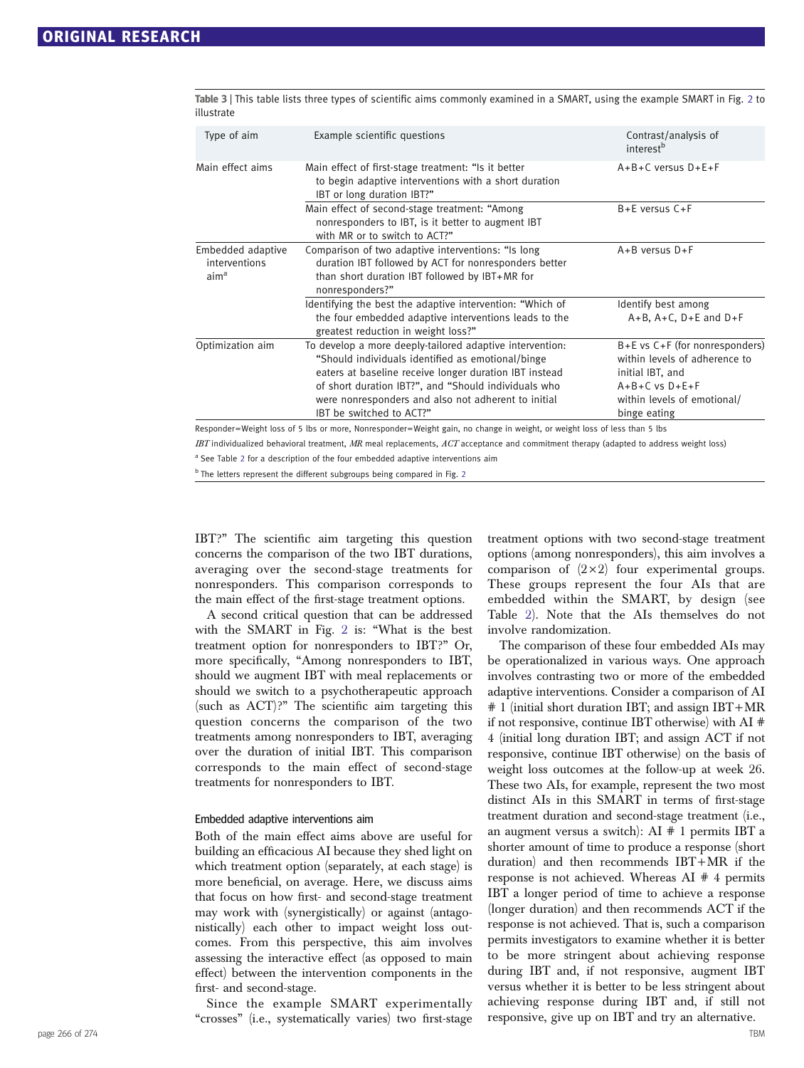Table 3 | This table lists three types of scientific aims commonly examined in a SMART, using the example SMART in Fig. 2 to illustrate

| Type of aim | Example scientific questions | Contrast/analysis of interest[b] |
|---|---|---|
| Main effect aims | Main effect of first-stage treatment: "Is it better to begin adaptive interventions with a short duration IBT or long duration IBT?" | A+B+C versus D+E+F |
| | Main effect of second-stage treatment: "Among nonresponders to IBT, is it better to augment IBT with MR or to switch to ACT?" | B+E versus C+F |
| Embedded adaptive interventions aim[a] | Comparison of two adaptive interventions: "Is long duration IBT followed by ACT for nonresponders better than short duration IBT followed by IBT+MR for nonresponders?" | A+B versus D+F |
| | Identifying the best the adaptive intervention: "Which of the four embedded adaptive interventions leads to the greatest reduction in weight loss?" | Identify best among A+B, A+C, D+E and D+F |
| Optimization aim | To develop a more deeply-tailored adaptive intervention: "Should individuals identified as emotional/binge eaters at baseline receive longer duration IBT instead of short duration IBT?", and "Should individuals who were nonresponders and also not adherent to initial IBT be switched to ACT?" | B+E vs C+F (for nonresponders) within levels of adherence to initial IBT, and A+B+C vs D+E+F within levels of emotional/binge eating |

Responder=Weight loss of 5 lbs or more, Nonresponder=Weight gain, no change in weight, or weight loss of less than 5 lbs

*IBT* individualized behavioral treatment, *MR* meal replacements, *ACT* acceptance and commitment therapy (adapted to address weight loss)

[a] See Table 2 for a description of the four embedded adaptive interventions aim

[b] The letters represent the different subgroups being compared in Fig. 2

IBT?" The scientific aim targeting this question concerns the comparison of the two IBT durations, averaging over the second-stage treatments for nonresponders. This comparison corresponds to the main effect of the first-stage treatment options.

A second critical question that can be addressed with the SMART in Fig. 2 is: "What is the best treatment option for nonresponders to IBT?" Or, more specifically, "Among nonresponders to IBT, should we augment IBT with meal replacements or should we switch to a psychotherapeutic approach (such as ACT)?" The scientific aim targeting this question concerns the comparison of the two treatments among nonresponders to IBT, averaging over the duration of initial IBT. This comparison corresponds to the main effect of second-stage treatments for nonresponders to IBT.

### Embedded adaptive interventions aim

Both of the main effect aims above are useful for building an efficacious AI because they shed light on which treatment option (separately, at each stage) is more beneficial, on average. Here, we discuss aims that focus on how first- and second-stage treatment may work with (synergistically) or against (antagonistically) each other to impact weight loss outcomes. From this perspective, this aim involves assessing the interactive effect (as opposed to main effect) between the intervention components in the first- and second-stage.

Since the example SMART experimentally "crosses" (i.e., systematically varies) two first-stage treatment options with two second-stage treatment options (among nonresponders), this aim involves a comparison of ($2\times2$) four experimental groups. These groups represent the four AIs that are embedded within the SMART, by design (see Table 2). Note that the AIs themselves do not involve randomization.

The comparison of these four embedded AIs may be operationalized in various ways. One approach involves contrasting two or more of the embedded adaptive interventions. Consider a comparison of AI # 1 (initial short duration IBT; and assign IBT+MR if not responsive, continue IBT otherwise) with AI # 4 (initial long duration IBT; and assign ACT if not responsive, continue IBT otherwise) on the basis of weight loss outcomes at the follow-up at week 26. These two AIs, for example, represent the two most distinct AIs in this SMART in terms of first-stage treatment duration and second-stage treatment (i.e., an augment versus a switch): AI # 1 permits IBT a shorter amount of time to produce a response (short duration) and then recommends IBT+MR if the response is not achieved. Whereas AI # 4 permits IBT a longer period of time to achieve a response (longer duration) and then recommends ACT if the response is not achieved. That is, such a comparison permits investigators to examine whether it is better to be more stringent about achieving response during IBT and, if not responsive, augment IBT versus whether it is better to be less stringent about achieving response during IBT and, if still not responsive, give up on IBT and try an alternative.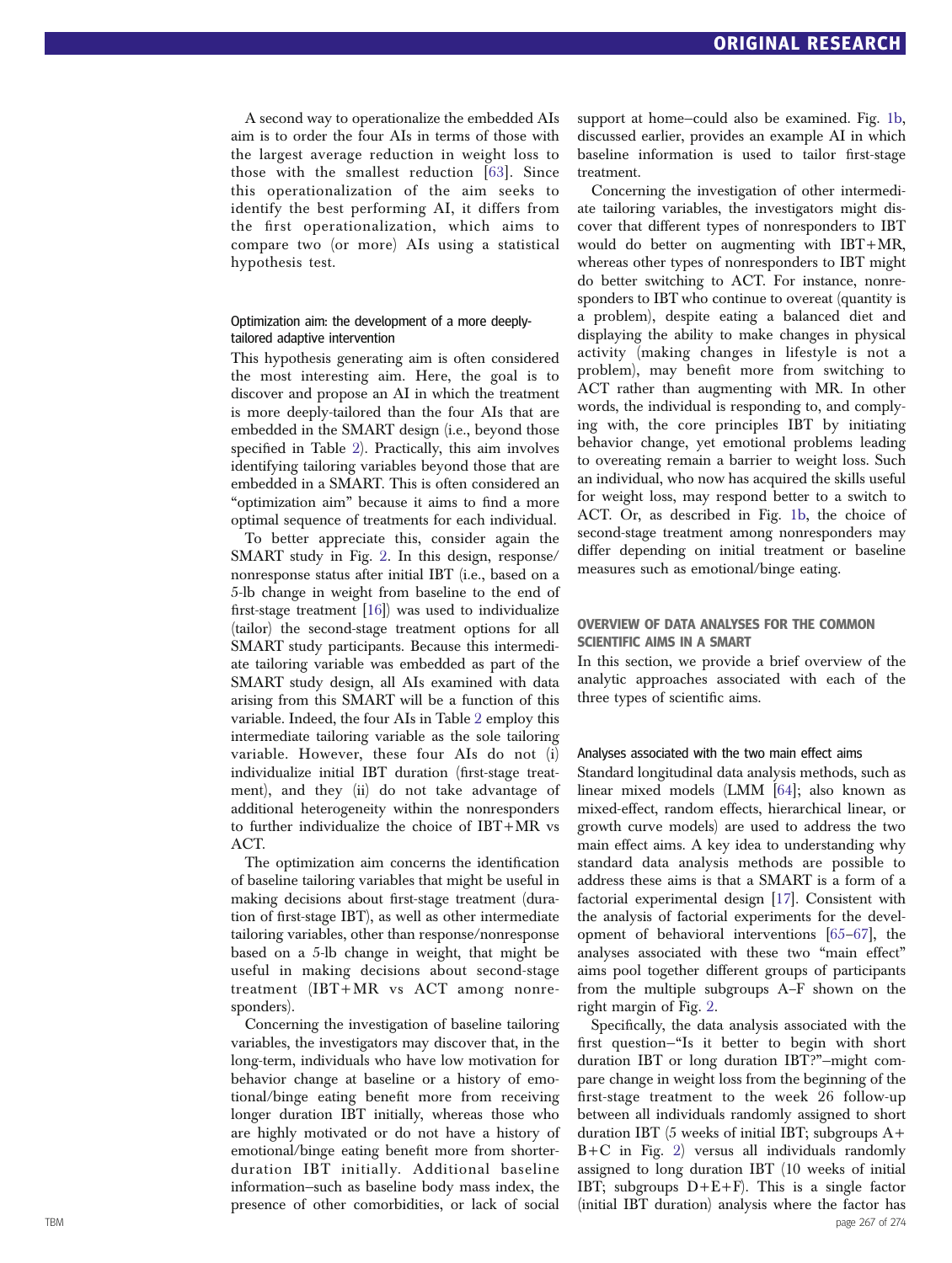A second way to operationalize the embedded AIs aim is to order the four AIs in terms of those with the largest average reduction in weight loss to those with the smallest reduction [63]. Since this operationalization of the aim seeks to identify the best performing AI, it differs from the first operationalization, which aims to compare two (or more) AIs using a statistical hypothesis test.

### Optimization aim: the development of a more deeply-tailored adaptive intervention

This hypothesis generating aim is often considered the most interesting aim. Here, the goal is to discover and propose an AI in which the treatment is more deeply-tailored than the four AIs that are embedded in the SMART design (i.e., beyond those specified in Table 2). Practically, this aim involves identifying tailoring variables beyond those that are embedded in a SMART. This is often considered an "optimization aim" because it aims to find a more optimal sequence of treatments for each individual.

To better appreciate this, consider again the SMART study in Fig. 2. In this design, response/nonresponse status after initial IBT (i.e., based on a 5-lb change in weight from baseline to the end of first-stage treatment [16]) was used to individualize (tailor) the second-stage treatment options for all SMART study participants. Because this intermediate tailoring variable was embedded as part of the SMART study design, all AIs examined with data arising from this SMART will be a function of this variable. Indeed, the four AIs in Table 2 employ this intermediate tailoring variable as the sole tailoring variable. However, these four AIs do not (i) individualize initial IBT duration (first-stage treatment), and they (ii) do not take advantage of additional heterogeneity within the nonresponders to further individualize the choice of IBT+MR vs ACT.

The optimization aim concerns the identification of baseline tailoring variables that might be useful in making decisions about first-stage treatment (duration of first-stage IBT), as well as other intermediate tailoring variables, other than response/nonresponse based on a 5-lb change in weight, that might be useful in making decisions about second-stage treatment (IBT+MR vs ACT among nonresponders).

Concerning the investigation of baseline tailoring variables, the investigators may discover that, in the long-term, individuals who have low motivation for behavior change at baseline or a history of emotional/binge eating benefit more from receiving longer duration IBT initially, whereas those who are highly motivated or do not have a history of emotional/binge eating benefit more from shorter-duration IBT initially. Additional baseline information–such as baseline body mass index, the presence of other comorbidities, or lack of social support at home–could also be examined. Fig. 1b, discussed earlier, provides an example AI in which baseline information is used to tailor first-stage treatment.

Concerning the investigation of other intermediate tailoring variables, the investigators might discover that different types of nonresponders to IBT would do better on augmenting with IBT+MR, whereas other types of nonresponders to IBT might do better switching to ACT. For instance, nonresponders to IBT who continue to overeat (quantity is a problem), despite eating a balanced diet and displaying the ability to make changes in physical activity (making changes in lifestyle is not a problem), may benefit more from switching to ACT rather than augmenting with MR. In other words, the individual is responding to, and complying with, the core principles IBT by initiating behavior change, yet emotional problems leading to overeating remain a barrier to weight loss. Such an individual, who now has acquired the skills useful for weight loss, may respond better to a switch to ACT. Or, as described in Fig. 1b, the choice of second-stage treatment among nonresponders may differ depending on initial treatment or baseline measures such as emotional/binge eating.

## OVERVIEW OF DATA ANALYSES FOR THE COMMON SCIENTIFIC AIMS IN A SMART

In this section, we provide a brief overview of the analytic approaches associated with each of the three types of scientific aims.

### Analyses associated with the two main effect aims

Standard longitudinal data analysis methods, such as linear mixed models (LMM [64]; also known as mixed-effect, random effects, hierarchical linear, or growth curve models) are used to address the two main effect aims. A key idea to understanding why standard data analysis methods are possible to address these aims is that a SMART is a form of a factorial experimental design [17]. Consistent with the analysis of factorial experiments for the development of behavioral interventions [65–67], the analyses associated with these two "main effect" aims pool together different groups of participants from the multiple subgroups A–F shown on the right margin of Fig. 2.

Specifically, the data analysis associated with the first question–"Is it better to begin with short duration IBT or long duration IBT?"–might compare change in weight loss from the beginning of the first-stage treatment to the week 26 follow-up between all individuals randomly assigned to short duration IBT (5 weeks of initial IBT; subgroups A+B+C in Fig. 2) versus all individuals randomly assigned to long duration IBT (10 weeks of initial IBT; subgroups D+E+F). This is a single factor (initial IBT duration) analysis where the factor has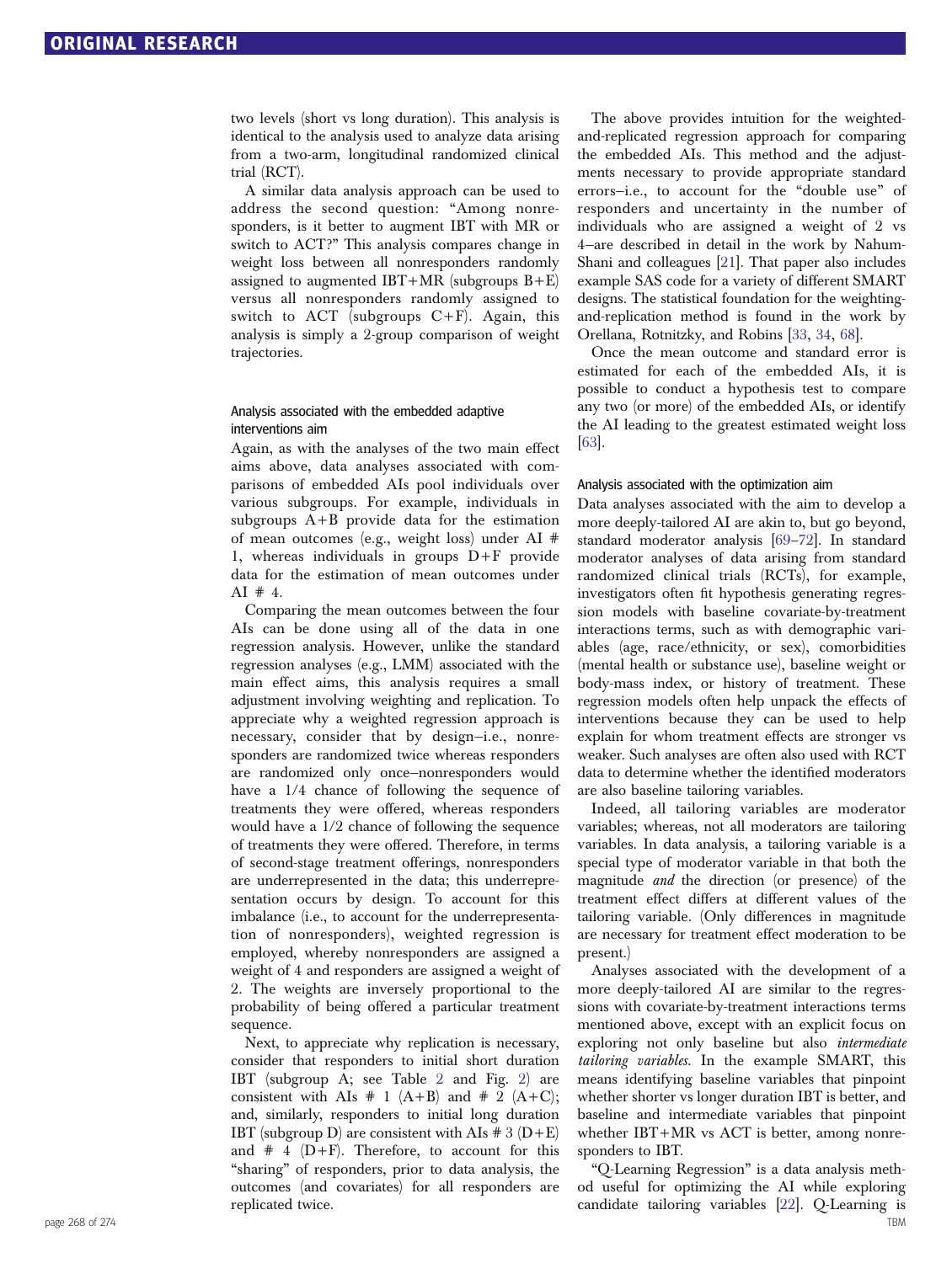two levels (short vs long duration). This analysis is identical to the analysis used to analyze data arising from a two-arm, longitudinal randomized clinical trial (RCT).

A similar data analysis approach can be used to address the second question: "Among nonresponders, is it better to augment IBT with MR or switch to ACT?" This analysis compares change in weight loss between all nonresponders randomly assigned to augmented IBT+MR (subgroups B+E) versus all nonresponders randomly assigned to switch to ACT (subgroups C+F). Again, this analysis is simply a 2-group comparison of weight trajectories.

### Analysis associated with the embedded adaptive interventions aim

Again, as with the analyses of the two main effect aims above, data analyses associated with comparisons of embedded AIs pool individuals over various subgroups. For example, individuals in subgroups A+B provide data for the estimation of mean outcomes (e.g., weight loss) under AI # 1, whereas individuals in groups D+F provide data for the estimation of mean outcomes under AI # 4.

Comparing the mean outcomes between the four AIs can be done using all of the data in one regression analysis. However, unlike the standard regression analyses (e.g., LMM) associated with the main effect aims, this analysis requires a small adjustment involving weighting and replication. To appreciate why a weighted regression approach is necessary, consider that by design–i.e., nonresponders are randomized twice whereas responders are randomized only once–nonresponders would have a 1/4 chance of following the sequence of treatments they were offered, whereas responders would have a 1/2 chance of following the sequence of treatments they were offered. Therefore, in terms of second-stage treatment offerings, nonresponders are underrepresented in the data; this underrepresentation occurs by design. To account for this imbalance (i.e., to account for the underrepresentation of nonresponders), weighted regression is employed, whereby nonresponders are assigned a weight of 4 and responders are assigned a weight of 2. The weights are inversely proportional to the probability of being offered a particular treatment sequence.

Next, to appreciate why replication is necessary, consider that responders to initial short duration IBT (subgroup A; see Table 2 and Fig. 2) are consistent with AIs # 1 (A+B) and # 2 (A+C); and, similarly, responders to initial long duration IBT (subgroup D) are consistent with AIs # 3 (D+E) and # 4 (D+F). Therefore, to account for this "sharing" of responders, prior to data analysis, the outcomes (and covariates) for all responders are replicated twice.

The above provides intuition for the weighted-and-replicated regression approach for comparing the embedded AIs. This method and the adjustments necessary to provide appropriate standard errors–i.e., to account for the "double use" of responders and uncertainty in the number of individuals who are assigned a weight of 2 vs 4–are described in detail in the work by Nahum-Shani and colleagues [21]. That paper also includes example SAS code for a variety of different SMART designs. The statistical foundation for the weighting-and-replication method is found in the work by Orellana, Rotnitzky, and Robins [33, 34, 68].

Once the mean outcome and standard error is estimated for each of the embedded AIs, it is possible to conduct a hypothesis test to compare any two (or more) of the embedded AIs, or identify the AI leading to the greatest estimated weight loss [63].

### Analysis associated with the optimization aim

Data analyses associated with the aim to develop a more deeply-tailored AI are akin to, but go beyond, standard moderator analysis [69–72]. In standard moderator analyses of data arising from standard randomized clinical trials (RCTs), for example, investigators often fit hypothesis generating regression models with baseline covariate-by-treatment interactions terms, such as with demographic variables (age, race/ethnicity, or sex), comorbidities (mental health or substance use), baseline weight or body-mass index, or history of treatment. These regression models often help unpack the effects of interventions because they can be used to help explain for whom treatment effects are stronger vs weaker. Such analyses are often also used with RCT data to determine whether the identified moderators are also baseline tailoring variables.

Indeed, all tailoring variables are moderator variables; whereas, not all moderators are tailoring variables. In data analysis, a tailoring variable is a special type of moderator variable in that both the magnitude *and* the direction (or presence) of the treatment effect differs at different values of the tailoring variable. (Only differences in magnitude are necessary for treatment effect moderation to be present.)

Analyses associated with the development of a more deeply-tailored AI are similar to the regressions with covariate-by-treatment interactions terms mentioned above, except with an explicit focus on exploring not only baseline but also *intermediate tailoring variables.* In the example SMART, this means identifying baseline variables that pinpoint whether shorter vs longer duration IBT is better, and baseline and intermediate variables that pinpoint whether IBT+MR vs ACT is better, among nonresponders to IBT.

"Q-Learning Regression" is a data analysis method useful for optimizing the AI while exploring candidate tailoring variables [22]. Q-Learning is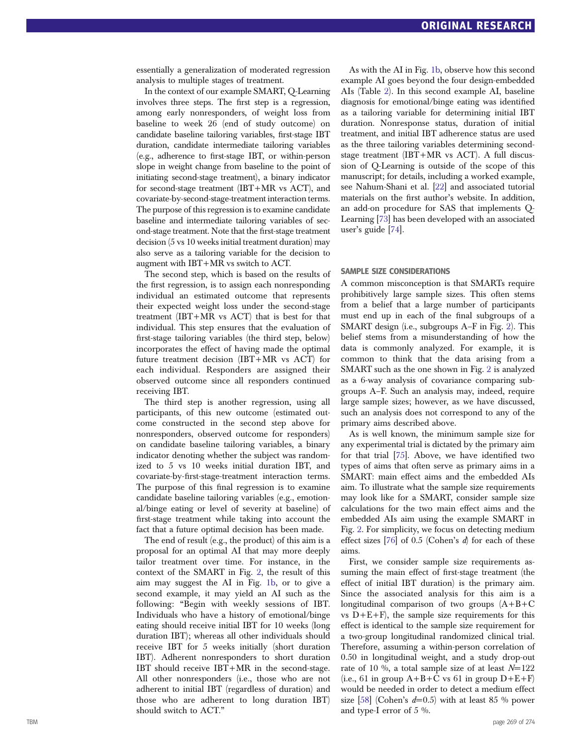essentially a generalization of moderated regression analysis to multiple stages of treatment.

In the context of our example SMART, Q-Learning involves three steps. The first step is a regression, among early nonresponders, of weight loss from baseline to week 26 (end of study outcome) on candidate baseline tailoring variables, first-stage IBT duration, candidate intermediate tailoring variables (e.g., adherence to first-stage IBT, or within-person slope in weight change from baseline to the point of initiating second-stage treatment), a binary indicator for second-stage treatment (IBT+MR vs ACT), and covariate-by-second-stage-treatment interaction terms. The purpose of this regression is to examine candidate baseline and intermediate tailoring variables of second-stage treatment. Note that the first-stage treatment decision (5 vs 10 weeks initial treatment duration) may also serve as a tailoring variable for the decision to augment with IBT+MR vs switch to ACT.

The second step, which is based on the results of the first regression, is to assign each nonresponding individual an estimated outcome that represents their expected weight loss under the second-stage treatment (IBT+MR vs ACT) that is best for that individual. This step ensures that the evaluation of first-stage tailoring variables (the third step, below) incorporates the effect of having made the optimal future treatment decision (IBT+MR vs ACT) for each individual. Responders are assigned their observed outcome since all responders continued receiving IBT.

The third step is another regression, using all participants, of this new outcome (estimated outcome constructed in the second step above for nonresponders, observed outcome for responders) on candidate baseline tailoring variables, a binary indicator denoting whether the subject was randomized to 5 vs 10 weeks initial duration IBT, and covariate-by-first-stage-treatment interaction terms. The purpose of this final regression is to examine candidate baseline tailoring variables (e.g., emotional/binge eating or level of severity at baseline) of first-stage treatment while taking into account the fact that a future optimal decision has been made.

The end of result (e.g., the product) of this aim is a proposal for an optimal AI that may more deeply tailor treatment over time. For instance, in the context of the SMART in Fig. 2, the result of this aim may suggest the AI in Fig. 1b, or to give a second example, it may yield an AI such as the following: "Begin with weekly sessions of IBT. Individuals who have a history of emotional/binge eating should receive initial IBT for 10 weeks (long duration IBT); whereas all other individuals should receive IBT for 5 weeks initially (short duration IBT). Adherent nonresponders to short duration IBT should receive IBT+MR in the second-stage. All other nonresponders (i.e., those who are not adherent to initial IBT (regardless of duration) and those who are adherent to long duration IBT) should switch to ACT."

As with the AI in Fig. 1b, observe how this second example AI goes beyond the four design-embedded AIs (Table 2). In this second example AI, baseline diagnosis for emotional/binge eating was identified as a tailoring variable for determining initial IBT duration. Nonresponse status, duration of initial treatment, and initial IBT adherence status are used as the three tailoring variables determining second-stage treatment (IBT+MR vs ACT). A full discussion of Q-Learning is outside of the scope of this manuscript; for details, including a worked example, see Nahum-Shani et al. [22] and associated tutorial materials on the first author's website. In addition, an add-on procedure for SAS that implements Q-Learning [73] has been developed with an associated user's guide [74].

## SAMPLE SIZE CONSIDERATIONS

A common misconception is that SMARTs require prohibitively large sample sizes. This often stems from a belief that a large number of participants must end up in each of the final subgroups of a SMART design (i.e., subgroups A–F in Fig. 2). This belief stems from a misunderstanding of how the data is commonly analyzed. For example, it is common to think that the data arising from a SMART such as the one shown in Fig. 2 is analyzed as a 6-way analysis of covariance comparing subgroups A–F. Such an analysis may, indeed, require large sample sizes; however, as we have discussed, such an analysis does not correspond to any of the primary aims described above.

As is well known, the minimum sample size for any experimental trial is dictated by the primary aim for that trial [75]. Above, we have identified two types of aims that often serve as primary aims in a SMART: main effect aims and the embedded AIs aim. To illustrate what the sample size requirements may look like for a SMART, consider sample size calculations for the two main effect aims and the embedded AIs aim using the example SMART in Fig. 2. For simplicity, we focus on detecting medium effect sizes [76] of 0.5 (Cohen's *d*) for each of these aims.

First, we consider sample size requirements assuming the main effect of first-stage treatment (the effect of initial IBT duration) is the primary aim. Since the associated analysis for this aim is a longitudinal comparison of two groups (A+B+C vs D+E+F), the sample size requirements for this effect is identical to the sample size requirement for a two-group longitudinal randomized clinical trial. Therefore, assuming a within-person correlation of 0.50 in longitudinal weight, and a study drop-out rate of 10 %, a total sample size of at least $N=122$ (i.e., 61 in group A+B+C vs 61 in group D+E+F) would be needed in order to detect a medium effect size [58] (Cohen's $d=0.5$) with at least 85 % power and type-I error of 5 %.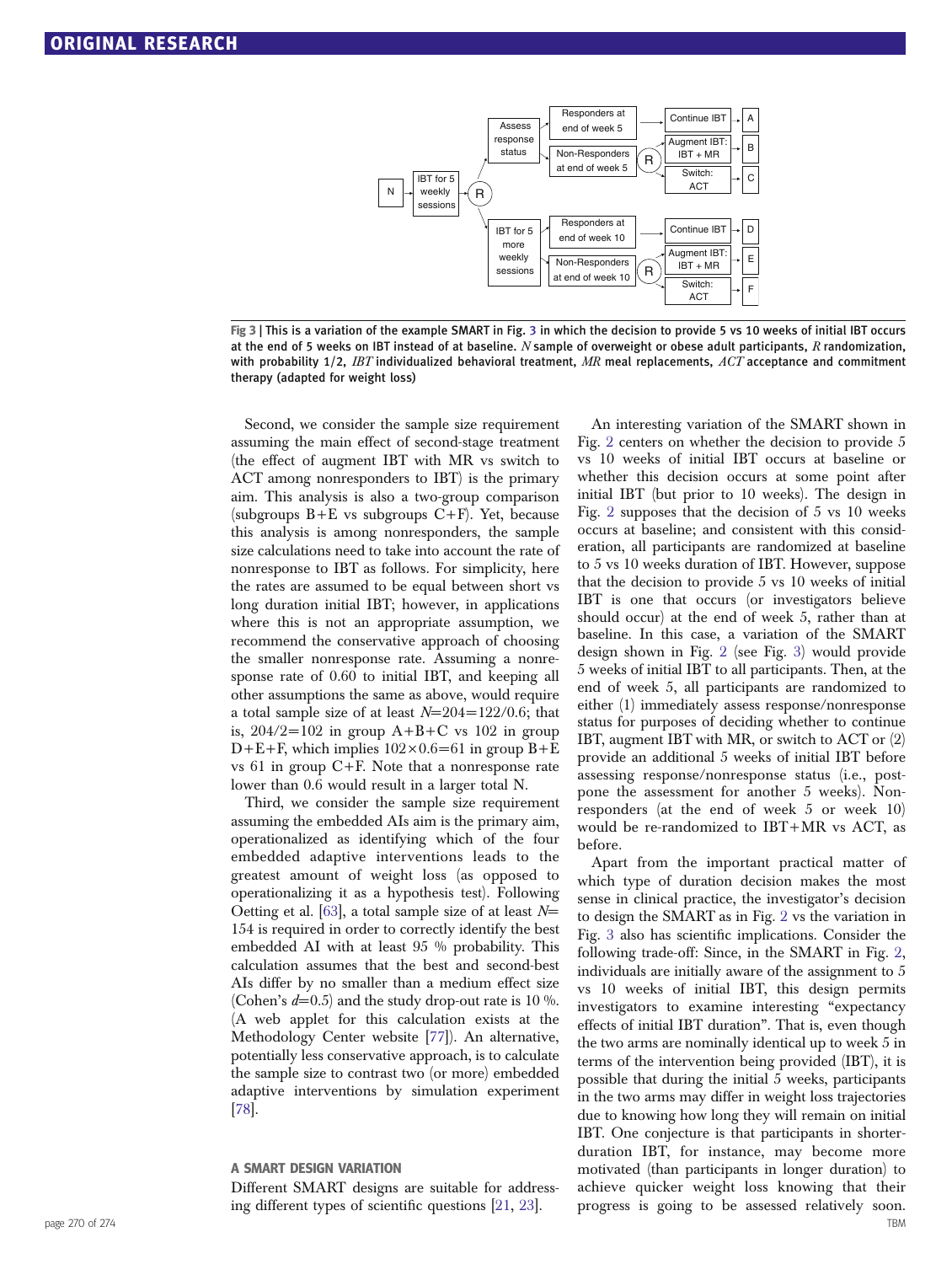Fig 3 | This is a variation of the example SMART in Fig. 3 in which the decision to provide 5 vs 10 weeks of initial IBT occurs at the end of 5 weeks on IBT instead of at baseline. *N* sample of overweight or obese adult participants, *R* randomization, with probability 1/2, *IBT* individualized behavioral treatment, *MR* meal replacements, *ACT* acceptance and commitment therapy (adapted for weight loss)

Second, we consider the sample size requirement assuming the main effect of second-stage treatment (the effect of augment IBT with MR vs switch to ACT among nonresponders to IBT) is the primary aim. This analysis is also a two-group comparison (subgroups B+E vs subgroups C+F). Yet, because this analysis is among nonresponders, the sample size calculations need to take into account the rate of nonresponse to IBT as follows. For simplicity, here the rates are assumed to be equal between short vs long duration initial IBT; however, in applications where this is not an appropriate assumption, we recommend the conservative approach of choosing the smaller nonresponse rate. Assuming a nonresponse rate of 0.60 to initial IBT, and keeping all other assumptions the same as above, would require a total sample size of at least $N=204=122/0.6$; that is, $204/2=102$ in group A+B+C vs 102 in group D+E+F, which implies $102\times0.6=61$ in group B+E vs 61 in group C+F. Note that a nonresponse rate lower than 0.6 would result in a larger total N.

Third, we consider the sample size requirement assuming the embedded AIs aim is the primary aim, operationalized as identifying which of the four embedded adaptive interventions leads to the greatest amount of weight loss (as opposed to operationalizing it as a hypothesis test). Following Oetting et al. [63], a total sample size of at least $N=154$ is required in order to correctly identify the best embedded AI with at least 95 % probability. This calculation assumes that the best and second-best AIs differ by no smaller than a medium effect size (Cohen's $d=0.5$) and the study drop-out rate is 10 %. (A web applet for this calculation exists at the Methodology Center website [77]). An alternative, potentially less conservative approach, is to calculate the sample size to contrast two (or more) embedded adaptive interventions by simulation experiment [78].

## A SMART DESIGN VARIATION

Different SMART designs are suitable for addressing different types of scientific questions [21, 23]. An interesting variation of the SMART shown in Fig. 2 centers on whether the decision to provide 5 vs 10 weeks of initial IBT occurs at baseline or whether this decision occurs at some point after initial IBT (but prior to 10 weeks). The design in Fig. 2 supposes that the decision of 5 vs 10 weeks occurs at baseline; and consistent with this consideration, all participants are randomized at baseline to 5 vs 10 weeks duration of IBT. However, suppose that the decision to provide 5 vs 10 weeks of initial IBT is one that occurs (or investigators believe should occur) at the end of week 5, rather than at baseline. In this case, a variation of the SMART design shown in Fig. 2 (see Fig. 3) would provide 5 weeks of initial IBT to all participants. Then, at the end of week 5, all participants are randomized to either (1) immediately assess response/nonresponse status for purposes of deciding whether to continue IBT, augment IBT with MR, or switch to ACT or (2) provide an additional 5 weeks of initial IBT before assessing response/nonresponse status (i.e., postpone the assessment for another 5 weeks). Nonresponders (at the end of week 5 or week 10) would be re-randomized to IBT+MR vs ACT, as before.

Apart from the important practical matter of which type of duration decision makes the most sense in clinical practice, the investigator's decision to design the SMART as in Fig. 2 vs the variation in Fig. 3 also has scientific implications. Consider the following trade-off: Since, in the SMART in Fig. 2, individuals are initially aware of the assignment to 5 vs 10 weeks of initial IBT, this design permits investigators to examine interesting "expectancy effects of initial IBT duration". That is, even though the two arms are nominally identical up to week 5 in terms of the intervention being provided (IBT), it is possible that during the initial 5 weeks, participants in the two arms may differ in weight loss trajectories due to knowing how long they will remain on initial IBT. One conjecture is that participants in shorter-duration IBT, for instance, may become more motivated (than participants in longer duration) to achieve quicker weight loss knowing that their progress is going to be assessed relatively soon.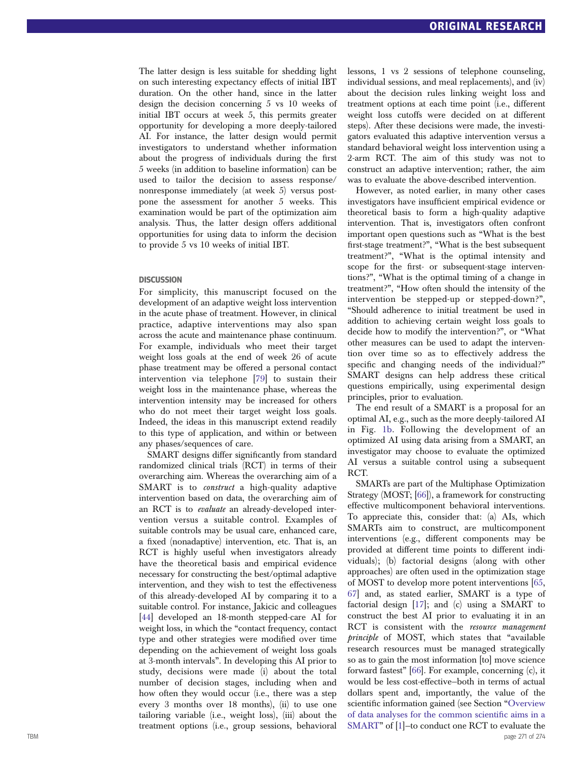The latter design is less suitable for shedding light on such interesting expectancy effects of initial IBT duration. On the other hand, since in the latter design the decision concerning 5 vs 10 weeks of initial IBT occurs at week 5, this permits greater opportunity for developing a more deeply-tailored AI. For instance, the latter design would permit investigators to understand whether information about the progress of individuals during the first 5 weeks (in addition to baseline information) can be used to tailor the decision to assess response/nonresponse immediately (at week 5) versus postpone the assessment for another 5 weeks. This examination would be part of the optimization aim analysis. Thus, the latter design offers additional opportunities for using data to inform the decision to provide 5 vs 10 weeks of initial IBT.

## DISCUSSION

For simplicity, this manuscript focused on the development of an adaptive weight loss intervention in the acute phase of treatment. However, in clinical practice, adaptive interventions may also span across the acute and maintenance phase continuum. For example, individuals who meet their target weight loss goals at the end of week 26 of acute phase treatment may be offered a personal contact intervention via telephone [79] to sustain their weight loss in the maintenance phase, whereas the intervention intensity may be increased for others who do not meet their target weight loss goals. Indeed, the ideas in this manuscript extend readily to this type of application, and within or between any phases/sequences of care.

SMART designs differ significantly from standard randomized clinical trials (RCT) in terms of their overarching aim. Whereas the overarching aim of a SMART is to *construct* a high-quality adaptive intervention based on data, the overarching aim of an RCT is to *evaluate* an already-developed intervention versus a suitable control. Examples of suitable controls may be usual care, enhanced care, a fixed (nonadaptive) intervention, etc. That is, an RCT is highly useful when investigators already have the theoretical basis and empirical evidence necessary for constructing the best/optimal adaptive intervention, and they wish to test the effectiveness of this already-developed AI by comparing it to a suitable control. For instance, Jakicic and colleagues [44] developed an 18-month stepped-care AI for weight loss, in which the "contact frequency, contact type and other strategies were modified over time depending on the achievement of weight loss goals at 3-month intervals". In developing this AI prior to study, decisions were made (i) about the total number of decision stages, including when and how often they would occur (i.e., there was a step every 3 months over 18 months), (ii) to use one tailoring variable (i.e., weight loss), (iii) about the treatment options (i.e., group sessions, behavioral lessons, 1 vs 2 sessions of telephone counseling, individual sessions, and meal replacements), and (iv) about the decision rules linking weight loss and treatment options at each time point (i.e., different weight loss cutoffs were decided on at different steps). After these decisions were made, the investigators evaluated this adaptive intervention versus a standard behavioral weight loss intervention using a 2-arm RCT. The aim of this study was not to construct an adaptive intervention; rather, the aim was to evaluate the above-described intervention.

However, as noted earlier, in many other cases investigators have insufficient empirical evidence or theoretical basis to form a high-quality adaptive intervention. That is, investigators often confront important open questions such as "What is the best first-stage treatment?", "What is the best subsequent treatment?", "What is the optimal intensity and scope for the first- or subsequent-stage interventions?", "What is the optimal timing of a change in treatment?", "How often should the intensity of the intervention be stepped-up or stepped-down?", "Should adherence to initial treatment be used in addition to achieving certain weight loss goals to decide how to modify the intervention?", or "What other measures can be used to adapt the intervention over time so as to effectively address the specific and changing needs of the individual?" SMART designs can help address these critical questions empirically, using experimental design principles, prior to evaluation.

The end result of a SMART is a proposal for an optimal AI, e.g., such as the more deeply-tailored AI in Fig. 1b. Following the development of an optimized AI using data arising from a SMART, an investigator may choose to evaluate the optimized AI versus a suitable control using a subsequent RCT.

SMARTs are part of the Multiphase Optimization Strategy (MOST; [66]), a framework for constructing effective multicomponent behavioral interventions. To appreciate this, consider that: (a) AIs, which SMARTs aim to construct, are multicomponent interventions (e.g., different components may be provided at different time points to different individuals); (b) factorial designs (along with other approaches) are often used in the optimization stage of MOST to develop more potent interventions [65, 67] and, as stated earlier, SMART is a type of factorial design [17]; and (c) using a SMART to construct the best AI prior to evaluating it in an RCT is consistent with the *resource management principle* of MOST, which states that "available research resources must be managed strategically so as to gain the most information [to] move science forward fastest" [66]. For example, concerning (c), it would be less cost-effective–both in terms of actual dollars spent and, importantly, the value of the scientific information gained (see Section "Overview of data analyses for the common scientific aims in a SMART" of [1]–to conduct one RCT to evaluate the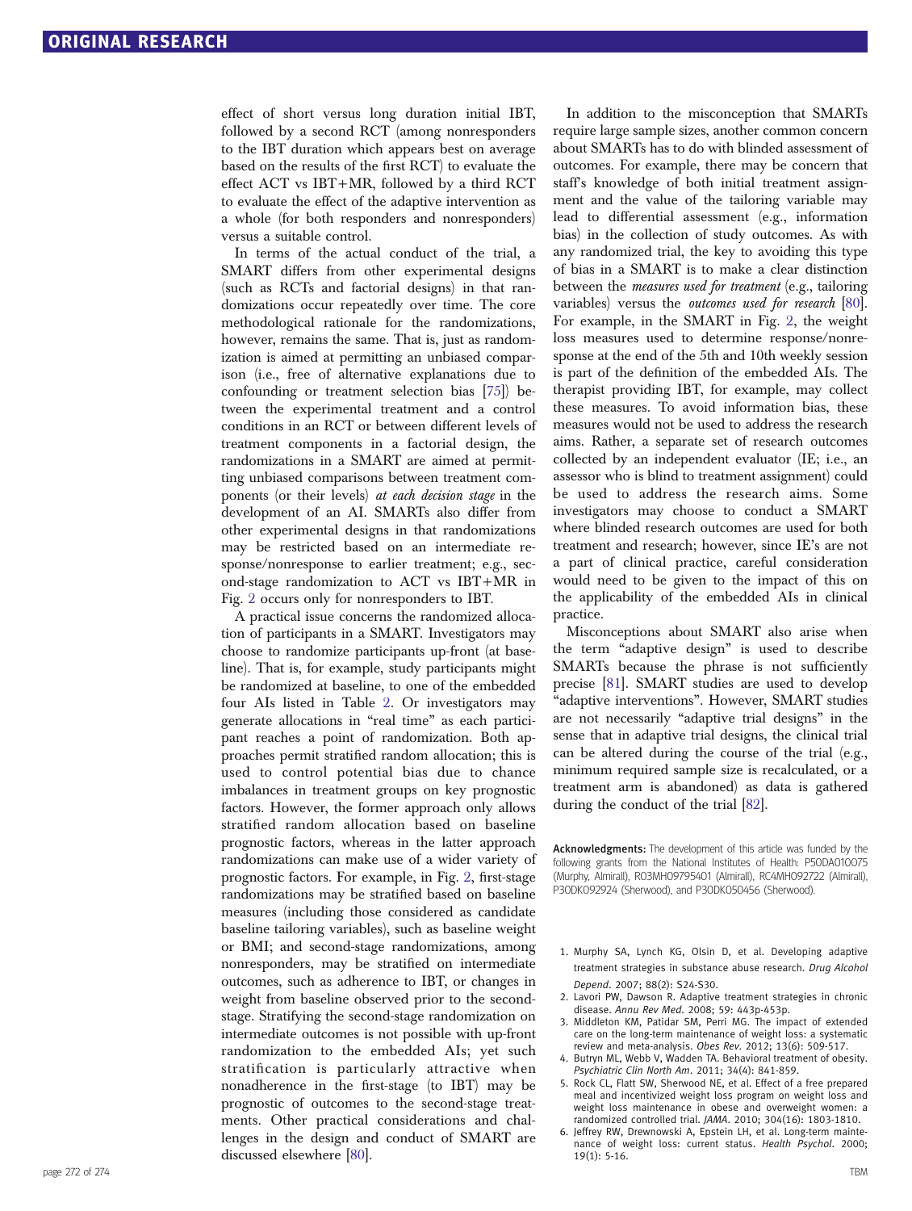effect of short versus long duration initial IBT, followed by a second RCT (among nonresponders to the IBT duration which appears best on average based on the results of the first RCT) to evaluate the effect ACT vs IBT+MR, followed by a third RCT to evaluate the effect of the adaptive intervention as a whole (for both responders and nonresponders) versus a suitable control.

In terms of the actual conduct of the trial, a SMART differs from other experimental designs (such as RCTs and factorial designs) in that randomizations occur repeatedly over time. The core methodological rationale for the randomizations, however, remains the same. That is, just as randomization is aimed at permitting an unbiased comparison (i.e., free of alternative explanations due to confounding or treatment selection bias [75]) between the experimental treatment and a control conditions in an RCT or between different levels of treatment components in a factorial design, the randomizations in a SMART are aimed at permitting unbiased comparisons between treatment components (or their levels) *at each decision stage* in the development of an AI. SMARTs also differ from other experimental designs in that randomizations may be restricted based on an intermediate response/nonresponse to earlier treatment; e.g., second-stage randomization to ACT vs IBT+MR in Fig. 2 occurs only for nonresponders to IBT.

A practical issue concerns the randomized allocation of participants in a SMART. Investigators may choose to randomize participants up-front (at baseline). That is, for example, study participants might be randomized at baseline, to one of the embedded four AIs listed in Table 2. Or investigators may generate allocations in "real time" as each participant reaches a point of randomization. Both approaches permit stratified random allocation; this is used to control potential bias due to chance imbalances in treatment groups on key prognostic factors. However, the former approach only allows stratified random allocation based on baseline prognostic factors, whereas in the latter approach randomizations can make use of a wider variety of prognostic factors. For example, in Fig. 2, first-stage randomizations may be stratified based on baseline measures (including those considered as candidate baseline tailoring variables), such as baseline weight or BMI; and second-stage randomizations, among nonresponders, may be stratified on intermediate outcomes, such as adherence to IBT, or changes in weight from baseline observed prior to the second-stage. Stratifying the second-stage randomization on intermediate outcomes is not possible with up-front randomization to the embedded AIs; yet such stratification is particularly attractive when nonadherence in the first-stage (to IBT) may be prognostic of outcomes to the second-stage treatments. Other practical considerations and challenges in the design and conduct of SMART are discussed elsewhere [80].

In addition to the misconception that SMARTs require large sample sizes, another common concern about SMARTs has to do with blinded assessment of outcomes. For example, there may be concern that staff's knowledge of both initial treatment assignment and the value of the tailoring variable may lead to differential assessment (e.g., information bias) in the collection of study outcomes. As with any randomized trial, the key to avoiding this type of bias in a SMART is to make a clear distinction between the *measures used for treatment* (e.g., tailoring variables) versus the *outcomes used for research* [80]. For example, in the SMART in Fig. 2, the weight loss measures used to determine response/nonresponse at the end of the 5th and 10th weekly session is part of the definition of the embedded AIs. The therapist providing IBT, for example, may collect these measures. To avoid information bias, these measures would not be used to address the research aims. Rather, a separate set of research outcomes collected by an independent evaluator (IE; i.e., an assessor who is blind to treatment assignment) could be used to address the research aims. Some investigators may choose to conduct a SMART where blinded research outcomes are used for both treatment and research; however, since IE's are not a part of clinical practice, careful consideration would need to be given to the impact of this on the applicability of the embedded AIs in clinical practice.

Misconceptions about SMART also arise when the term "adaptive design" is used to describe SMARTs because the phrase is not sufficiently precise [81]. SMART studies are used to develop "adaptive interventions". However, SMART studies are not necessarily "adaptive trial designs" in the sense that in adaptive trial designs, the clinical trial can be altered during the course of the trial (e.g., minimum required sample size is recalculated, or a treatment arm is abandoned) as data is gathered during the conduct of the trial [82].

**Acknowledgments:** The development of this article was funded by the following grants from the National Institutes of Health: P50DA010075 (Murphy, Almirall), R03MH09795401 (Almirall), RC4MH092722 (Almirall), P30DK092924 (Sherwood), and P30DK050456 (Sherwood).

1. Murphy SA, Lynch KG, Olsin D, et al. Developing adaptive treatment strategies in substance abuse research. *Drug Alcohol Depend*. 2007; 88(2): S24-S30.
2. Lavori PW, Dawson R. Adaptive treatment strategies in chronic disease. *Annu Rev Med*. 2008; 59: 443p-453p.
3. Middleton KM, Patidar SM, Perri MG. The impact of extended care on the long-term maintenance of weight loss: a systematic review and meta-analysis. *Obes Rev*. 2012; 13(6): 509-517.
4. Butryn ML, Webb V, Wadden TA. Behavioral treatment of obesity. *Psychiatric Clin North Am*. 2011; 34(4): 841-859.
5. Rock CL, Flatt SW, Sherwood NE, et al. Effect of a free prepared meal and incentivized weight loss program on weight loss and weight loss maintenance in obese and overweight women: a randomized controlled trial. *JAMA*. 2010; 304(16): 1803-1810.
6. Jeffrey RW, Drewnowski A, Epstein LH, et al. Long-term maintenance of weight loss: current status. *Health Psychol*. 2000; 19(1): 5-16.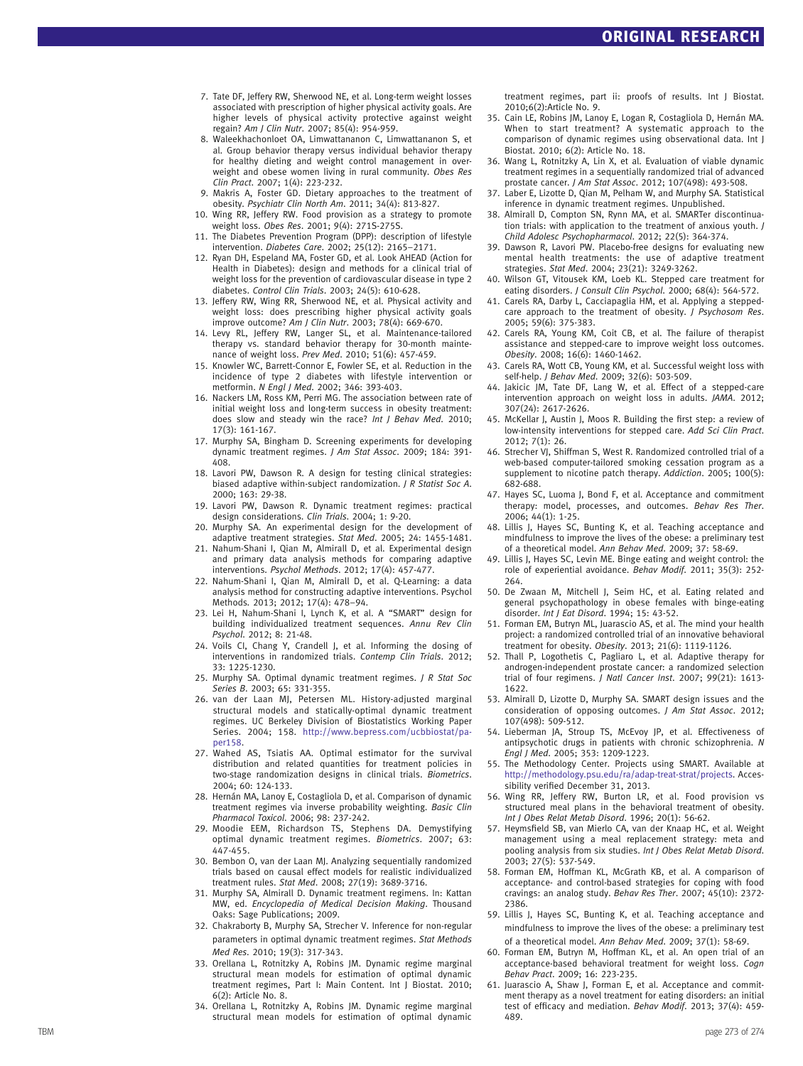7. Tate DF, Jeffery RW, Sherwood NE, et al. Long-term weight losses associated with prescription of higher physical activity goals. Are higher levels of physical activity protective against weight regain? *Am J Clin Nutr*. 2007; 85(4): 954-959.
8. Waleekhachonloet OA, Limwattananon C, Limwattananon S, et al. Group behavior therapy versus individual behavior therapy for healthy dieting and weight control management in overweight and obese women living in rural community. *Obes Res Clin Pract*. 2007; 1(4): 223-232.
9. Makris A, Foster GD. Dietary approaches to the treatment of obesity. *Psychiatr Clin North Am*. 2011; 34(4): 813-827.
10. Wing RR, Jeffery RW. Food provision as a strategy to promote weight loss. *Obes Res*. 2001; 9(4): 271S-275S.
11. The Diabetes Prevention Program (DPP): description of lifestyle intervention. *Diabetes Care*. 2002; 25(12): 2165–2171.
12. Ryan DH, Espeland MA, Foster GD, et al. Look AHEAD (Action for Health in Diabetes): design and methods for a clinical trial of weight loss for the prevention of cardiovascular disease in type 2 diabetes. *Control Clin Trials*. 2003; 24(5): 610-628.
13. Jeffery RW, Wing RR, Sherwood NE, et al. Physical activity and weight loss: does prescribing higher physical activity goals improve outcome? *Am J Clin Nutr*. 2003; 78(4): 669-670.
14. Levy RL, Jeffery RW, Langer SL, et al. Maintenance-tailored therapy vs. standard behavior therapy for 30-month maintenance of weight loss. *Prev Med*. 2010; 51(6): 457-459.
15. Knowler WC, Barrett-Connor E, Fowler SE, et al. Reduction in the incidence of type 2 diabetes with lifestyle intervention or metformin. *N Engl J Med*. 2002; 346: 393-403.
16. Nackers LM, Ross KM, Perri MG. The association between rate of initial weight loss and long-term success in obesity treatment: does slow and steady win the race? *Int J Behav Med*. 2010; 17(3): 161-167.
17. Murphy SA, Bingham D. Screening experiments for developing dynamic treatment regimes. *J Am Stat Assoc*. 2009; 184: 391-408.
18. Lavori PW, Dawson R. A design for testing clinical strategies: biased adaptive within-subject randomization. *J R Statist Soc A*. 2000; 163: 29-38.
19. Lavori PW, Dawson R. Dynamic treatment regimes: practical design considerations. *Clin Trials*. 2004; 1: 9-20.
20. Murphy SA. An experimental design for the development of adaptive treatment strategies. *Stat Med*. 2005; 24: 1455-1481.
21. Nahum-Shani I, Qian M, Almirall D, et al. Experimental design and primary data analysis methods for comparing adaptive interventions. *Psychol Methods*. 2012; 17(4): 457-477.
22. Nahum-Shani I, Qian M, Almirall D, et al. Q-Learning: a data analysis method for constructing adaptive interventions. Psychol Methods. 2013; 2012; 17(4): 478–94.
23. Lei H, Nahum-Shani I, Lynch K, et al. A "SMART" design for building individualized treatment sequences. *Annu Rev Clin Psychol*. 2012; 8: 21-48.
24. Voils CI, Chang Y, Crandell J, et al. Informing the dosing of interventions in randomized trials. *Contemp Clin Trials*. 2012; 33: 1225-1230.
25. Murphy SA. Optimal dynamic treatment regimes. *J R Stat Soc Series B*. 2003; 65: 331-355.
26. van der Laan MJ, Petersen ML. History-adjusted marginal structural models and statically-optimal dynamic treatment regimes. UC Berkeley Division of Biostatistics Working Paper Series. 2004; 158. http://www.bepress.com/ucbbiostat/paper158.
27. Wahed AS, Tsiatis AA. Optimal estimator for the survival distribution and related quantities for treatment policies in two-stage randomization designs in clinical trials. *Biometrics*. 2004; 60: 124-133.
28. Hernán MA, Lanoy E, Costagliola D, et al. Comparison of dynamic treatment regimes via inverse probability weighting. *Basic Clin Pharmacol Toxicol*. 2006; 98: 237-242.
29. Moodie EEM, Richardson TS, Stephens DA. Demystifying optimal dynamic treatment regimes. *Biometrics*. 2007; 63: 447-455.
30. Bembon O, van der Laan MJ. Analyzing sequentially randomized trials based on causal effect models for realistic individualized treatment rules. *Stat Med*. 2008; 27(19): 3689-3716.
31. Murphy SA, Almirall D. Dynamic treatment regimens. In: Kattan MW, ed. *Encyclopedia of Medical Decision Making*. Thousand Oaks: Sage Publications; 2009.
32. Chakraborty B, Murphy SA, Strecher V. Inference for non-regular parameters in optimal dynamic treatment regimes. *Stat Methods Med Res*. 2010; 19(3): 317-343.
33. Orellana L, Rotnitzky A, Robins JM. Dynamic regime marginal structural mean models for estimation of optimal dynamic treatment regimes, Part I: Main Content. Int J Biostat. 2010; 6(2): Article No. 8.
34. Orellana L, Rotnitzky A, Robins JM. Dynamic regime marginal structural mean models for estimation of optimal dynamic treatment regimes, part ii: proofs of results. Int J Biostat. 2010;6(2):Article No. 9.
35. Cain LE, Robins JM, Lanoy E, Logan R, Costagliola D, Hernán MA. When to start treatment? A systematic approach to the comparison of dynamic regimes using observational data. Int J Biostat. 2010; 6(2): Article No. 18.
36. Wang L, Rotnitzky A, Lin X, et al. Evaluation of viable dynamic treatment regimes in a sequentially randomized trial of advanced prostate cancer. *J Am Stat Assoc*. 2012; 107(498): 493-508.
37. Laber E, Lizotte D, Qian M, Pelham W, and Murphy SA. Statistical inference in dynamic treatment regimes. Unpublished.
38. Almirall D, Compton SN, Rynn MA, et al. SMARTer discontinuation trials: with application to the treatment of anxious youth. *J Child Adolesc Psychopharmacol*. 2012; 22(5): 364-374.
39. Dawson R, Lavori PW. Placebo-free designs for evaluating new mental health treatments: the use of adaptive treatment strategies. *Stat Med*. 2004; 23(21): 3249-3262.
40. Wilson GT, Vitousek KM, Loeb KL. Stepped care treatment for eating disorders. *J Consult Clin Psychol*. 2000; 68(4): 564-572.
41. Carels RA, Darby L, Cacciapaglia HM, et al. Applying a stepped-care approach to the treatment of obesity. *J Psychosom Res*. 2005; 59(6): 375-383.
42. Carels RA, Young KM, Coit CB, et al. The failure of therapist assistance and stepped-care to improve weight loss outcomes. *Obesity*. 2008; 16(6): 1460-1462.
43. Carels RA, Wott CB, Young KM, et al. Successful weight loss with self-help. *J Behav Med*. 2009; 32(6): 503-509.
44. Jakicic JM, Tate DF, Lang W, et al. Effect of a stepped-care intervention approach on weight loss in adults. *JAMA*. 2012; 307(24): 2617-2626.
45. McKellar J, Austin J, Moos R. Building the first step: a review of low-intensity interventions for stepped care. *Add Sci Clin Pract*. 2012; 7(1): 26.
46. Strecher VJ, Shiffman S, West R. Randomized controlled trial of a web-based computer-tailored smoking cessation program as a supplement to nicotine patch therapy. *Addiction*. 2005; 100(5): 682-688.
47. Hayes SC, Luoma J, Bond F, et al. Acceptance and commitment therapy: model, processes, and outcomes. *Behav Res Ther*. 2006; 44(1): 1-25.
48. Lillis J, Hayes SC, Bunting K, et al. Teaching acceptance and mindfulness to improve the lives of the obese: a preliminary test of a theoretical model. *Ann Behav Med*. 2009; 37: 58-69.
49. Lillis J, Hayes SC, Levin ME. Binge eating and weight control: the role of experiential avoidance. *Behav Modif*. 2011; 35(3): 252-264.
50. De Zwaan M, Mitchell J, Seim HC, et al. Eating related and general psychopathology in obese females with binge-eating disorder. *Int J Eat Disord*. 1994; 15: 43-52.
51. Forman EM, Butryn ML, Juarascio AS, et al. The mind your health project: a randomized controlled trial of an innovative behavioral treatment for obesity. *Obesity*. 2013; 21(6): 1119-1126.
52. Thall P, Logothetis C, Pagliaro L, et al. Adaptive therapy for androgen-independent prostate cancer: a randomized selection trial of four regimens. *J Natl Cancer Inst*. 2007; 99(21): 1613-1622.
53. Almirall D, Lizotte D, Murphy SA. SMART design issues and the consideration of opposing outcomes. *J Am Stat Assoc*. 2012; 107(498): 509-512.
54. Lieberman JA, Stroup TS, McEvoy JP, et al. Effectiveness of antipsychotic drugs in patients with chronic schizophrenia. *N Engl J Med*. 2005; 353: 1209-1223.
55. The Methodology Center. Projects using SMART. Available at http://methodology.psu.edu/ra/adap-treat-strat/projects. Accessibility verified December 31, 2013.
56. Wing RR, Jeffery RW, Burton LR, et al. Food provision vs structured meal plans in the behavioral treatment of obesity. *Int J Obes Relat Metab Disord*. 1996; 20(1): 56-62.
57. Heymsfield SB, van Mierlo CA, van der Knaap HC, et al. Weight management using a meal replacement strategy: meta and pooling analysis from six studies. *Int J Obes Relat Metab Disord*. 2003; 27(5): 537-549.
58. Forman EM, Hoffman KL, McGrath KB, et al. A comparison of acceptance- and control-based strategies for coping with food cravings: an analog study. *Behav Res Ther*. 2007; 45(10): 2372-2386.
59. Lillis J, Hayes SC, Bunting K, et al. Teaching acceptance and mindfulness to improve the lives of the obese: a preliminary test of a theoretical model. *Ann Behav Med*. 2009; 37(1): 58-69.
60. Forman EM, Butryn M, Hoffman KL, et al. An open trial of an acceptance-based behavioral treatment for weight loss. *Cogn Behav Pract*. 2009; 16: 223-235.
61. Juarascio A, Shaw J, Forman E, et al. Acceptance and commitment therapy as a novel treatment for eating disorders: an initial test of efficacy and mediation. *Behav Modif*. 2013; 37(4): 459-489.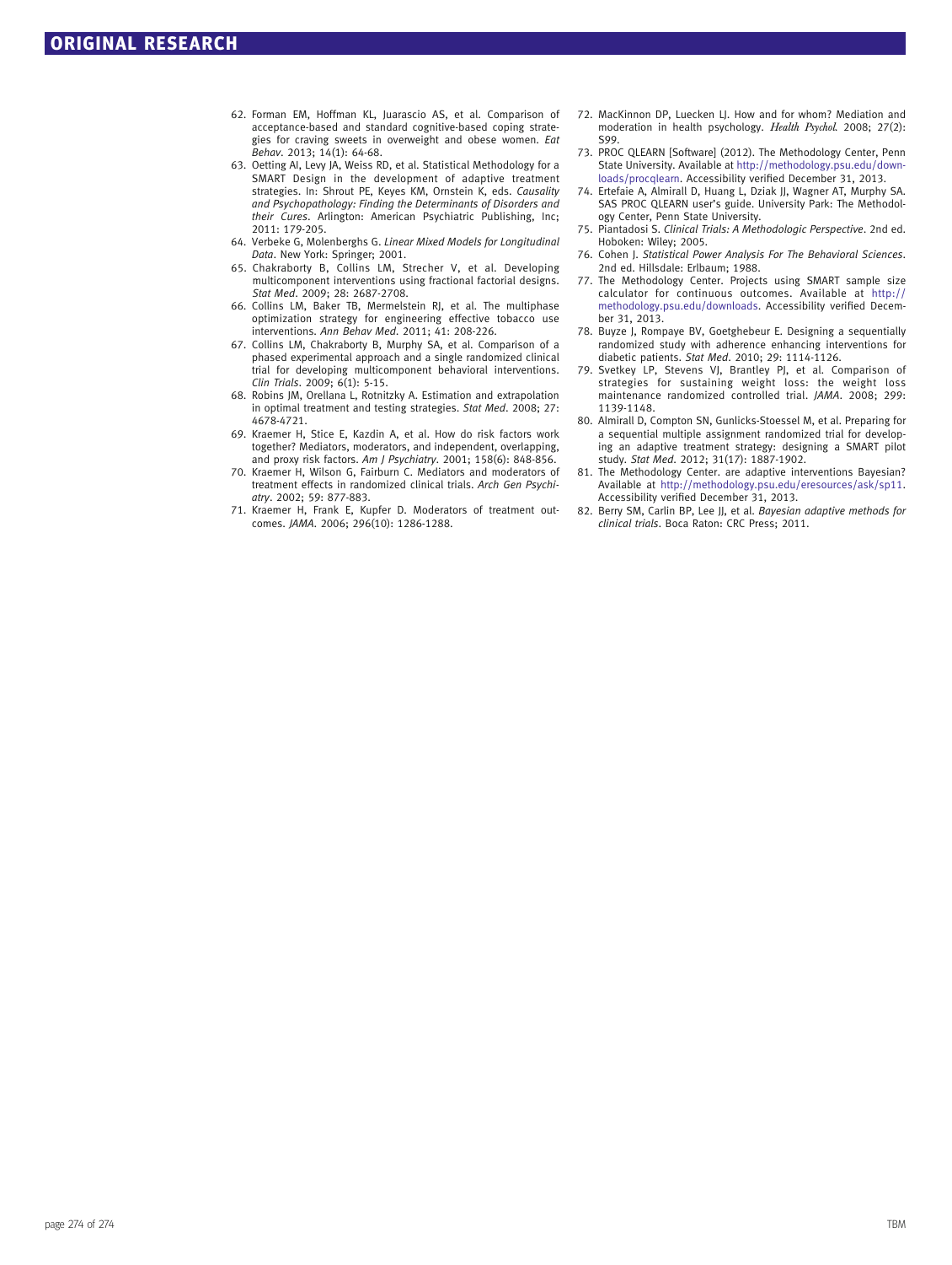62. Forman EM, Hoffman KL, Juarascio AS, et al. Comparison of acceptance-based and standard cognitive-based coping strategies for craving sweets in overweight and obese women. *Eat Behav*. 2013; 14(1): 64-68.
63. Oetting AI, Levy JA, Weiss RD, et al. Statistical Methodology for a SMART Design in the development of adaptive treatment strategies. In: Shrout PE, Keyes KM, Ornstein K, eds. *Causality and Psychopathology: Finding the Determinants of Disorders and their Cures*. Arlington: American Psychiatric Publishing, Inc; 2011: 179-205.
64. Verbeke G, Molenberghs G. *Linear Mixed Models for Longitudinal Data*. New York: Springer; 2001.
65. Chakraborty B, Collins LM, Strecher V, et al. Developing multicomponent interventions using fractional factorial designs. *Stat Med*. 2009; 28: 2687-2708.
66. Collins LM, Baker TB, Mermelstein RJ, et al. The multiphase optimization strategy for engineering effective tobacco use interventions. *Ann Behav Med*. 2011; 41: 208-226.
67. Collins LM, Chakraborty B, Murphy SA, et al. Comparison of a phased experimental approach and a single randomized clinical trial for developing multicomponent behavioral interventions. *Clin Trials*. 2009; 6(1): 5-15.
68. Robins JM, Orellana L, Rotnitzky A. Estimation and extrapolation in optimal treatment and testing strategies. *Stat Med*. 2008; 27: 4678-4721.
69. Kraemer H, Stice E, Kazdin A, et al. How do risk factors work together? Mediators, moderators, and independent, overlapping, and proxy risk factors. *Am J Psychiatry*. 2001; 158(6): 848-856.
70. Kraemer H, Wilson G, Fairburn C. Mediators and moderators of treatment effects in randomized clinical trials. *Arch Gen Psychiatry*. 2002; 59: 877-883.
71. Kraemer H, Frank E, Kupfer D. Moderators of treatment outcomes. *JAMA*. 2006; 296(10): 1286-1288.
72. MacKinnon DP, Luecken LJ. How and for whom? Mediation and moderation in health psychology. *Health Psychol*. 2008; 27(2): S99.
73. PROC QLEARN [Software] (2012). The Methodology Center, Penn State University. Available at http://methodology.psu.edu/downloads/procqlearn. Accessibility verified December 31, 2013.
74. Ertefaie A, Almirall D, Huang L, Dziak JJ, Wagner AT, Murphy SA. SAS PROC QLEARN user's guide. University Park: The Methodology Center, Penn State University.
75. Piantadosi S. *Clinical Trials: A Methodologic Perspective*. 2nd ed. Hoboken: Wiley; 2005.
76. Cohen J. *Statistical Power Analysis For The Behavioral Sciences*. 2nd ed. Hillsdale: Erlbaum; 1988.
77. The Methodology Center. Projects using SMART sample size calculator for continuous outcomes. Available at http://methodology.psu.edu/downloads. Accessibility verified December 31, 2013.
78. Buyze J, Rompaye BV, Goetghebeur E. Designing a sequentially randomized study with adherence enhancing interventions for diabetic patients. *Stat Med*. 2010; 29: 1114-1126.
79. Svetkey LP, Stevens VJ, Brantley PJ, et al. Comparison of strategies for sustaining weight loss: the weight loss maintenance randomized controlled trial. *JAMA*. 2008; 299: 1139-1148.
80. Almirall D, Compton SN, Gunlicks-Stoessel M, et al. Preparing for a sequential multiple assignment randomized trial for developing an adaptive treatment strategy: designing a SMART pilot study. *Stat Med*. 2012; 31(17): 1887-1902.
81. The Methodology Center. are adaptive interventions Bayesian? Available at http://methodology.psu.edu/eresources/ask/sp11. Accessibility verified December 31, 2013.
82. Berry SM, Carlin BP, Lee JJ, et al. *Bayesian adaptive methods for clinical trials*. Boca Raton: CRC Press; 2011.